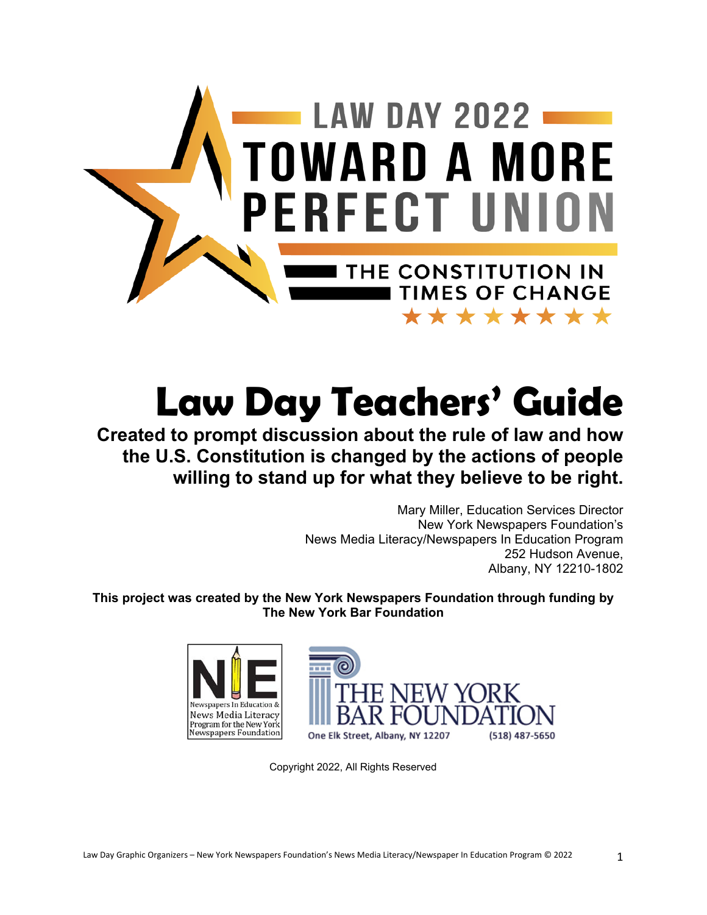LAW DAY 2022

TOWARD A MORE PERFECT UNION

THE CONSTITUTION IN TIMES OF CHANGE

# Law Day Teachers' Guide

**Created to prompt discussion about the rule of law and how the U.S. Constitution is changed by the actions of people willing to stand up for what they believe to be right.**

Mary Miller, Education Services Director
New York Newspapers Foundation's
News Media Literacy/Newspapers In Education Program
252 Hudson Avenue,
Albany, NY 12210-1802

**This project was created by the New York Newspapers Foundation through funding by The New York Bar Foundation**

NIE Newspapers In Education & News Media Literacy Program for the New York Newspapers Foundation

THE NEW YORK BAR FOUNDATION
One Elk Street, Albany, NY 12207 (518) 487-5650

Copyright 2022, All Rights Reserved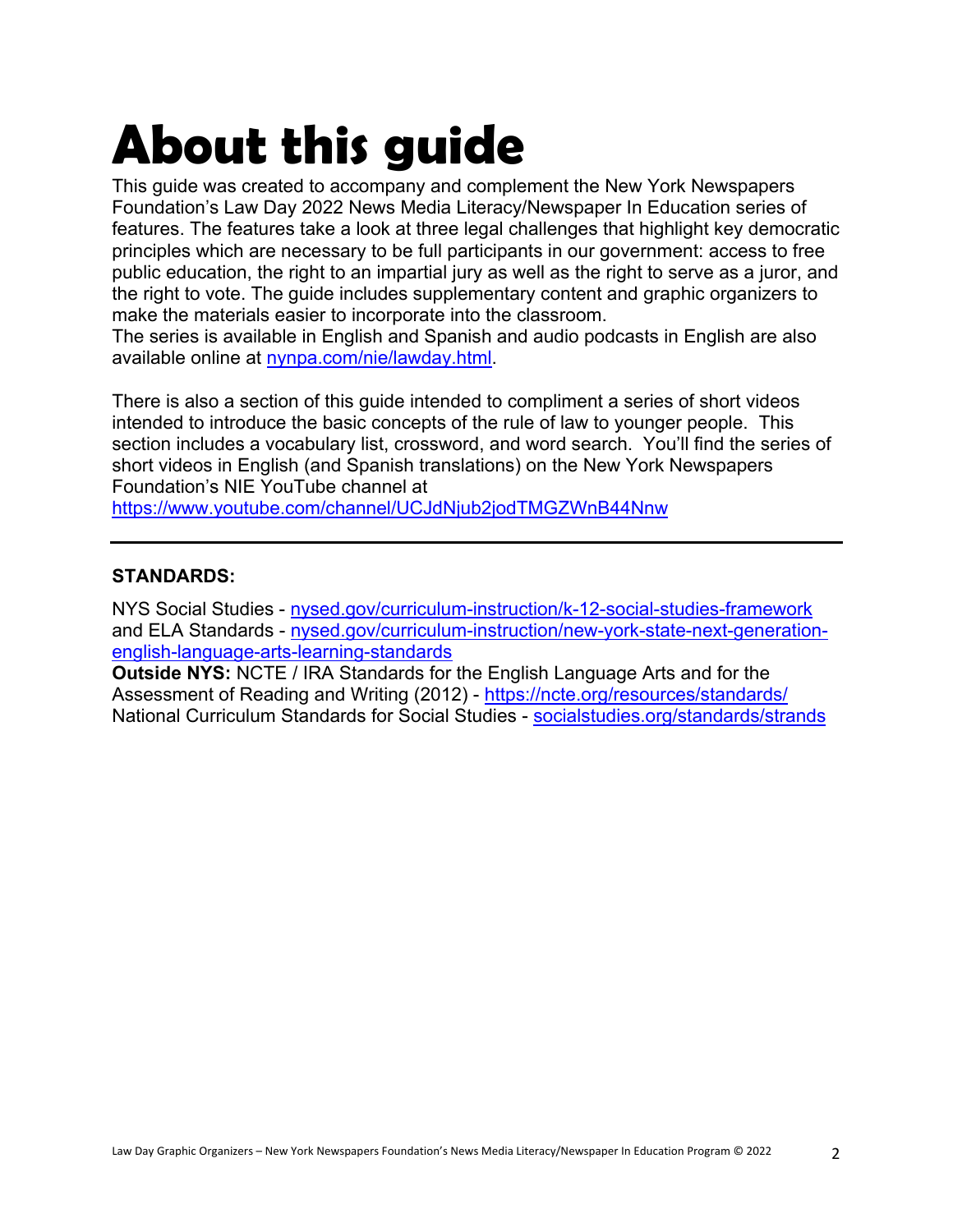# About this guide

This guide was created to accompany and complement the New York Newspapers Foundation's Law Day 2022 News Media Literacy/Newspaper In Education series of features. The features take a look at three legal challenges that highlight key democratic principles which are necessary to be full participants in our government: access to free public education, the right to an impartial jury as well as the right to serve as a juror, and the right to vote. The guide includes supplementary content and graphic organizers to make the materials easier to incorporate into the classroom.
The series is available in English and Spanish and audio podcasts in English are also available online at [nynpa.com/nie/lawday.html](nynpa.com/nie/lawday.html).

There is also a section of this guide intended to compliment a series of short videos intended to introduce the basic concepts of the rule of law to younger people. This section includes a vocabulary list, crossword, and word search. You'll find the series of short videos in English (and Spanish translations) on the New York Newspapers Foundation's NIE YouTube channel at
[https://www.youtube.com/channel/UCJdNjub2jodTMGZWnB44Nnw](https://www.youtube.com/channel/UCJdNjub2jodTMGZWnB44Nnw)

---

**STANDARDS:**

NYS Social Studies - [nysed.gov/curriculum-instruction/k-12-social-studies-framework](nysed.gov/curriculum-instruction/k-12-social-studies-framework)
and ELA Standards - [nysed.gov/curriculum-instruction/new-york-state-next-generation-english-language-arts-learning-standards](nysed.gov/curriculum-instruction/new-york-state-next-generation-english-language-arts-learning-standards)
**Outside NYS:** NCTE / IRA Standards for the English Language Arts and for the Assessment of Reading and Writing (2012) - [https://ncte.org/resources/standards/](https://ncte.org/resources/standards/)
National Curriculum Standards for Social Studies - [socialstudies.org/standards/strands](socialstudies.org/standards/strands)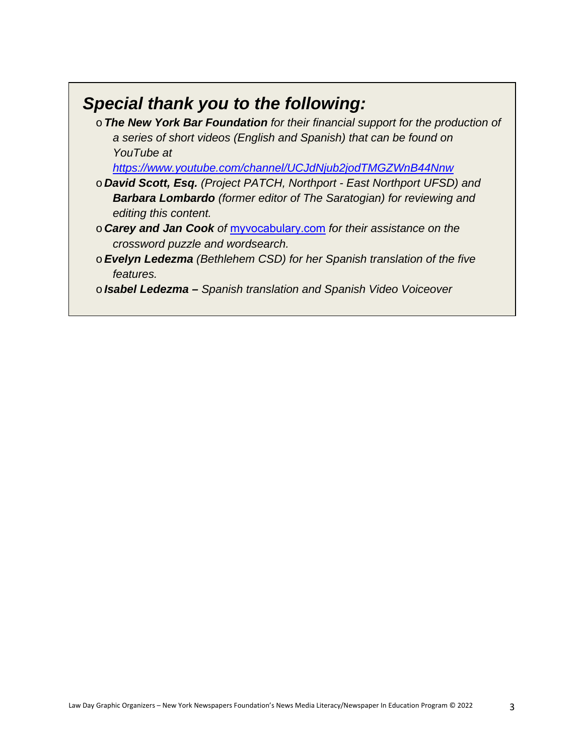## *Special thank you to the following:*

- ***The New York Bar Foundation** for their financial support for the production of a series of short videos (English and Spanish) that can be found on YouTube at [https://www.youtube.com/channel/UCJdNjub2jodTMGZWnB44Nnw](https://www.youtube.com/channel/UCJdNjub2jodTMGZWnB44Nnw)*
- ***David Scott, Esq.** (Project PATCH, Northport - East Northport UFSD) and **Barbara Lombardo** (former editor of The Saratogian) for reviewing and editing this content.*
- ***Carey and Jan Cook** of [myvocabulary.com](myvocabulary.com) for their assistance on the crossword puzzle and wordsearch.*
- ***Evelyn Ledezma** (Bethlehem CSD) for her Spanish translation of the five features.*
- ***Isabel Ledezma –** Spanish translation and Spanish Video Voiceover*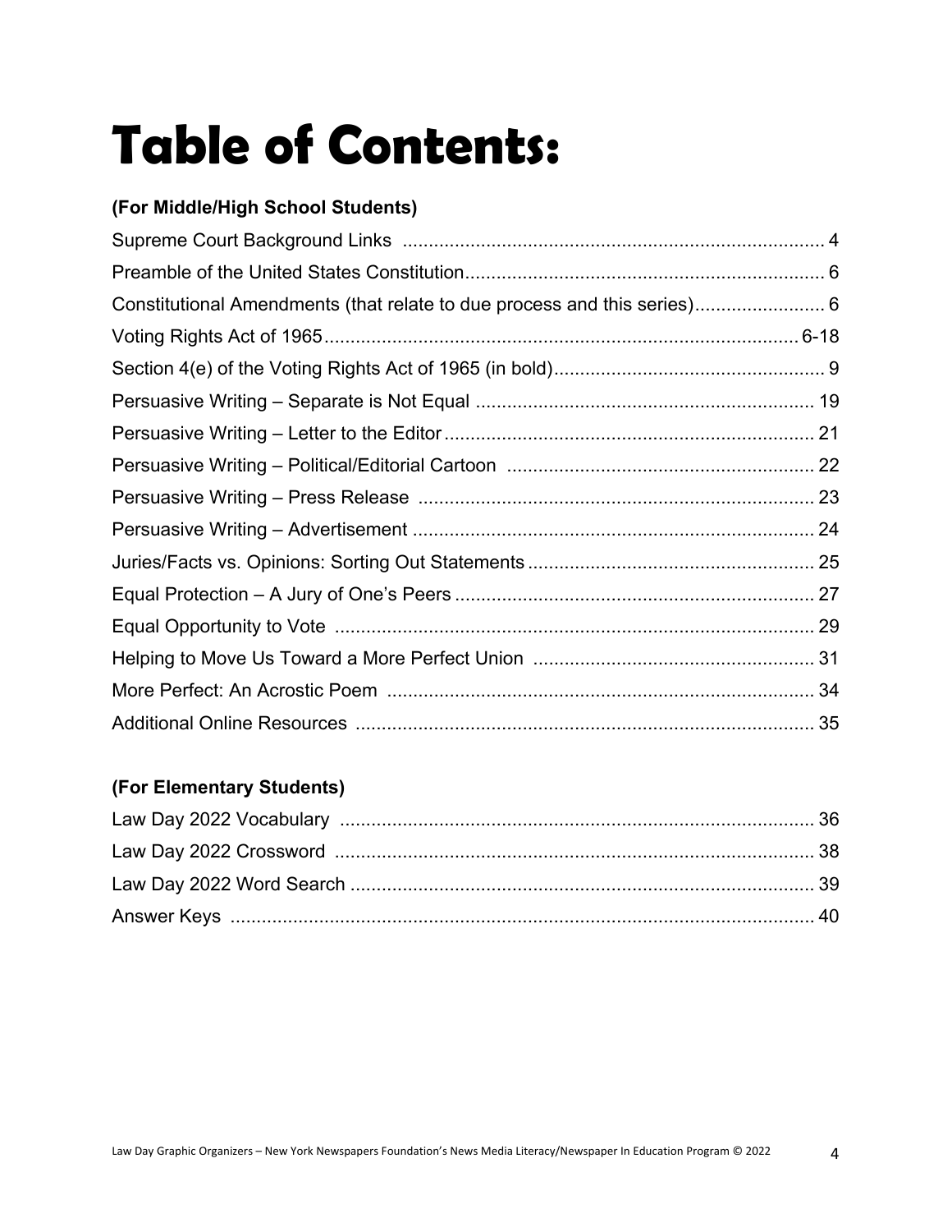# Table of Contents:

**(For Middle/High School Students)**

Supreme Court Background Links ........................................................................ 4
Preamble of the United States Constitution.................................................................... 6
Constitutional Amendments (that relate to due process and this series)......................... 6
Voting Rights Act of 1965........................................................................................... 6-18
Section 4(e) of the Voting Rights Act of 1965 (in bold)................................................... 9
Persuasive Writing – Separate is Not Equal ................................................................ 19
Persuasive Writing – Letter to the Editor ...................................................................... 21
Persuasive Writing – Political/Editorial Cartoon .......................................................... 22
Persuasive Writing – Press Release ........................................................................... 23
Persuasive Writing – Advertisement ............................................................................ 24
Juries/Facts vs. Opinions: Sorting Out Statements ....................................................... 25
Equal Protection – A Jury of One's Peers .................................................................... 27
Equal Opportunity to Vote ........................................................................................... 29
Helping to Move Us Toward a More Perfect Union ..................................................... 31
More Perfect: An Acrostic Poem ................................................................................. 34
Additional Online Resources ....................................................................................... 35

**(For Elementary Students)**

Law Day 2022 Vocabulary .......................................................................................... 36
Law Day 2022 Crossword ........................................................................................... 38
Law Day 2022 Word Search ........................................................................................ 39
Answer Keys ................................................................................................................ 40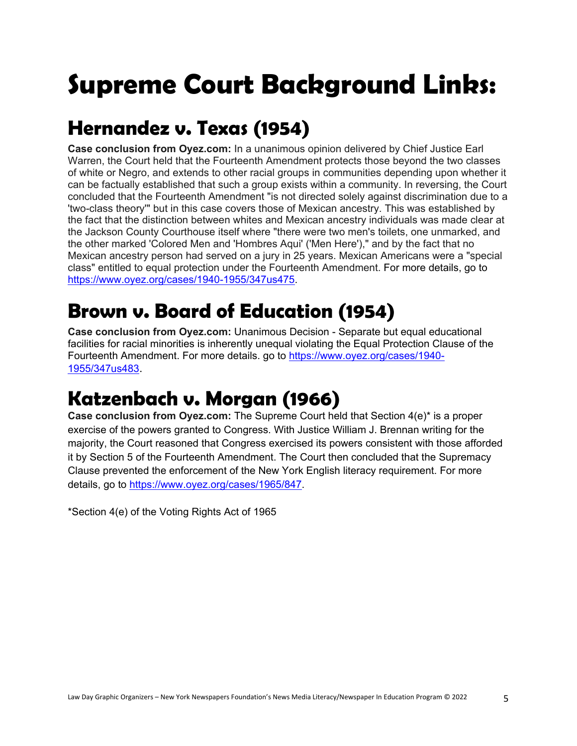# Supreme Court Background Links:

## Hernandez v. Texas (1954)

**Case conclusion from Oyez.com:** In a unanimous opinion delivered by Chief Justice Earl Warren, the Court held that the Fourteenth Amendment protects those beyond the two classes of white or Negro, and extends to other racial groups in communities depending upon whether it can be factually established that such a group exists within a community. In reversing, the Court concluded that the Fourteenth Amendment "is not directed solely against discrimination due to a 'two-class theory'" but in this case covers those of Mexican ancestry. This was established by the fact that the distinction between whites and Mexican ancestry individuals was made clear at the Jackson County Courthouse itself where "there were two men's toilets, one unmarked, and the other marked 'Colored Men and 'Hombres Aqui' ('Men Here')," and by the fact that no Mexican ancestry person had served on a jury in 25 years. Mexican Americans were a "special class" entitled to equal protection under the Fourteenth Amendment. For more details, go to https://www.oyez.org/cases/1940-1955/347us475.

## Brown v. Board of Education (1954)

**Case conclusion from Oyez.com:** Unanimous Decision - Separate but equal educational facilities for racial minorities is inherently unequal violating the Equal Protection Clause of the Fourteenth Amendment. For more details. go to https://www.oyez.org/cases/1940-1955/347us483.

## Katzenbach v. Morgan (1966)

**Case conclusion from Oyez.com:** The Supreme Court held that Section 4(e)* is a proper exercise of the powers granted to Congress. With Justice William J. Brennan writing for the majority, the Court reasoned that Congress exercised its powers consistent with those afforded it by Section 5 of the Fourteenth Amendment. The Court then concluded that the Supremacy Clause prevented the enforcement of the New York English literacy requirement. For more details, go to https://www.oyez.org/cases/1965/847.

*Section 4(e) of the Voting Rights Act of 1965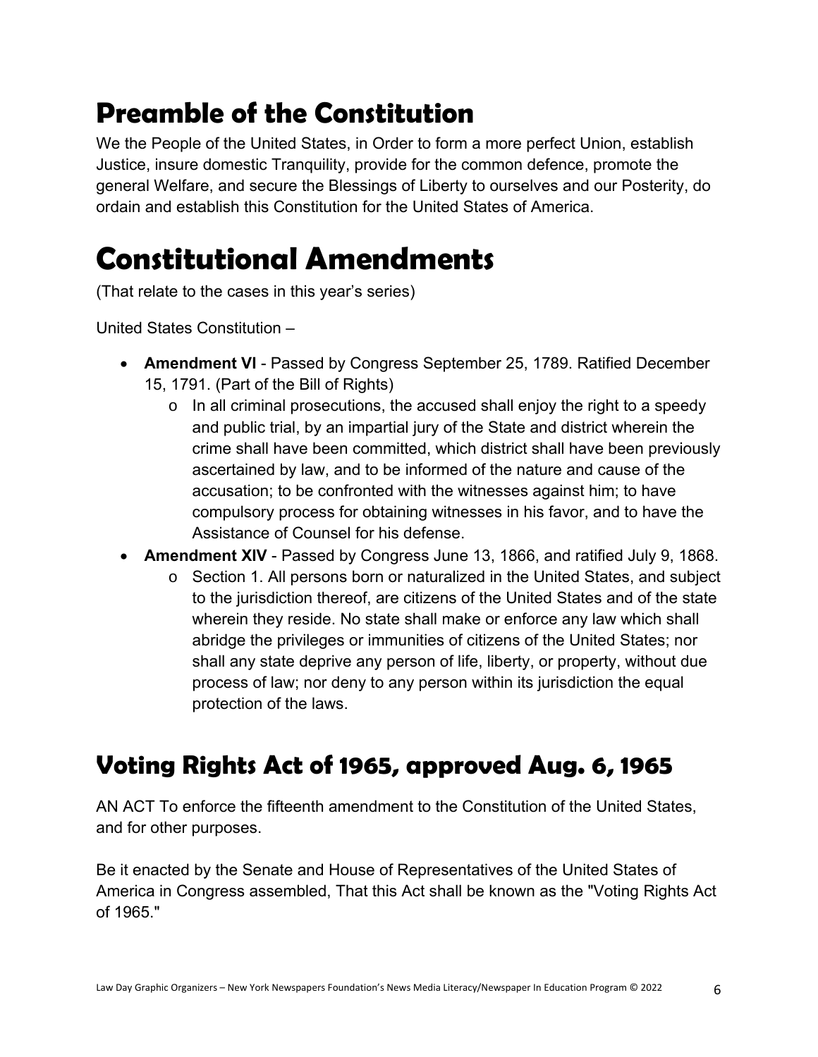# Preamble of the Constitution

We the People of the United States, in Order to form a more perfect Union, establish Justice, insure domestic Tranquility, provide for the common defence, promote the general Welfare, and secure the Blessings of Liberty to ourselves and our Posterity, do ordain and establish this Constitution for the United States of America.

# Constitutional Amendments

(That relate to the cases in this year's series)

United States Constitution –

- **Amendment VI** - Passed by Congress September 25, 1789. Ratified December 15, 1791. (Part of the Bill of Rights)
  - In all criminal prosecutions, the accused shall enjoy the right to a speedy and public trial, by an impartial jury of the State and district wherein the crime shall have been committed, which district shall have been previously ascertained by law, and to be informed of the nature and cause of the accusation; to be confronted with the witnesses against him; to have compulsory process for obtaining witnesses in his favor, and to have the Assistance of Counsel for his defense.
- **Amendment XIV** - Passed by Congress June 13, 1866, and ratified July 9, 1868.
  - Section 1. All persons born or naturalized in the United States, and subject to the jurisdiction thereof, are citizens of the United States and of the state wherein they reside. No state shall make or enforce any law which shall abridge the privileges or immunities of citizens of the United States; nor shall any state deprive any person of life, liberty, or property, without due process of law; nor deny to any person within its jurisdiction the equal protection of the laws.

## Voting Rights Act of 1965, approved Aug. 6, 1965

AN ACT To enforce the fifteenth amendment to the Constitution of the United States, and for other purposes.

Be it enacted by the Senate and House of Representatives of the United States of America in Congress assembled, That this Act shall be known as the "Voting Rights Act of 1965."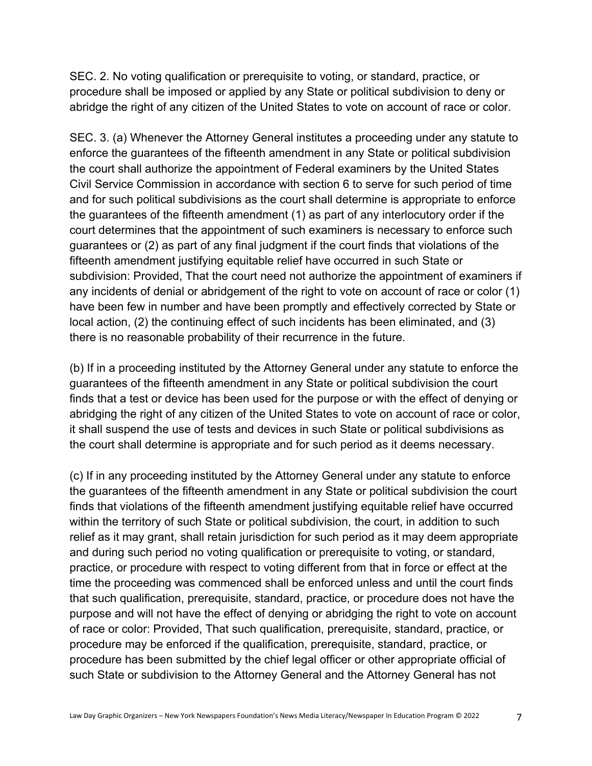SEC. 2. No voting qualification or prerequisite to voting, or standard, practice, or procedure shall be imposed or applied by any State or political subdivision to deny or abridge the right of any citizen of the United States to vote on account of race or color.

SEC. 3. (a) Whenever the Attorney General institutes a proceeding under any statute to enforce the guarantees of the fifteenth amendment in any State or political subdivision the court shall authorize the appointment of Federal examiners by the United States Civil Service Commission in accordance with section 6 to serve for such period of time and for such political subdivisions as the court shall determine is appropriate to enforce the guarantees of the fifteenth amendment (1) as part of any interlocutory order if the court determines that the appointment of such examiners is necessary to enforce such guarantees or (2) as part of any final judgment if the court finds that violations of the fifteenth amendment justifying equitable relief have occurred in such State or subdivision: Provided, That the court need not authorize the appointment of examiners if any incidents of denial or abridgement of the right to vote on account of race or color (1) have been few in number and have been promptly and effectively corrected by State or local action, (2) the continuing effect of such incidents has been eliminated, and (3) there is no reasonable probability of their recurrence in the future.

(b) If in a proceeding instituted by the Attorney General under any statute to enforce the guarantees of the fifteenth amendment in any State or political subdivision the court finds that a test or device has been used for the purpose or with the effect of denying or abridging the right of any citizen of the United States to vote on account of race or color, it shall suspend the use of tests and devices in such State or political subdivisions as the court shall determine is appropriate and for such period as it deems necessary.

(c) If in any proceeding instituted by the Attorney General under any statute to enforce the guarantees of the fifteenth amendment in any State or political subdivision the court finds that violations of the fifteenth amendment justifying equitable relief have occurred within the territory of such State or political subdivision, the court, in addition to such relief as it may grant, shall retain jurisdiction for such period as it may deem appropriate and during such period no voting qualification or prerequisite to voting, or standard, practice, or procedure with respect to voting different from that in force or effect at the time the proceeding was commenced shall be enforced unless and until the court finds that such qualification, prerequisite, standard, practice, or procedure does not have the purpose and will not have the effect of denying or abridging the right to vote on account of race or color: Provided, That such qualification, prerequisite, standard, practice, or procedure may be enforced if the qualification, prerequisite, standard, practice, or procedure has been submitted by the chief legal officer or other appropriate official of such State or subdivision to the Attorney General and the Attorney General has not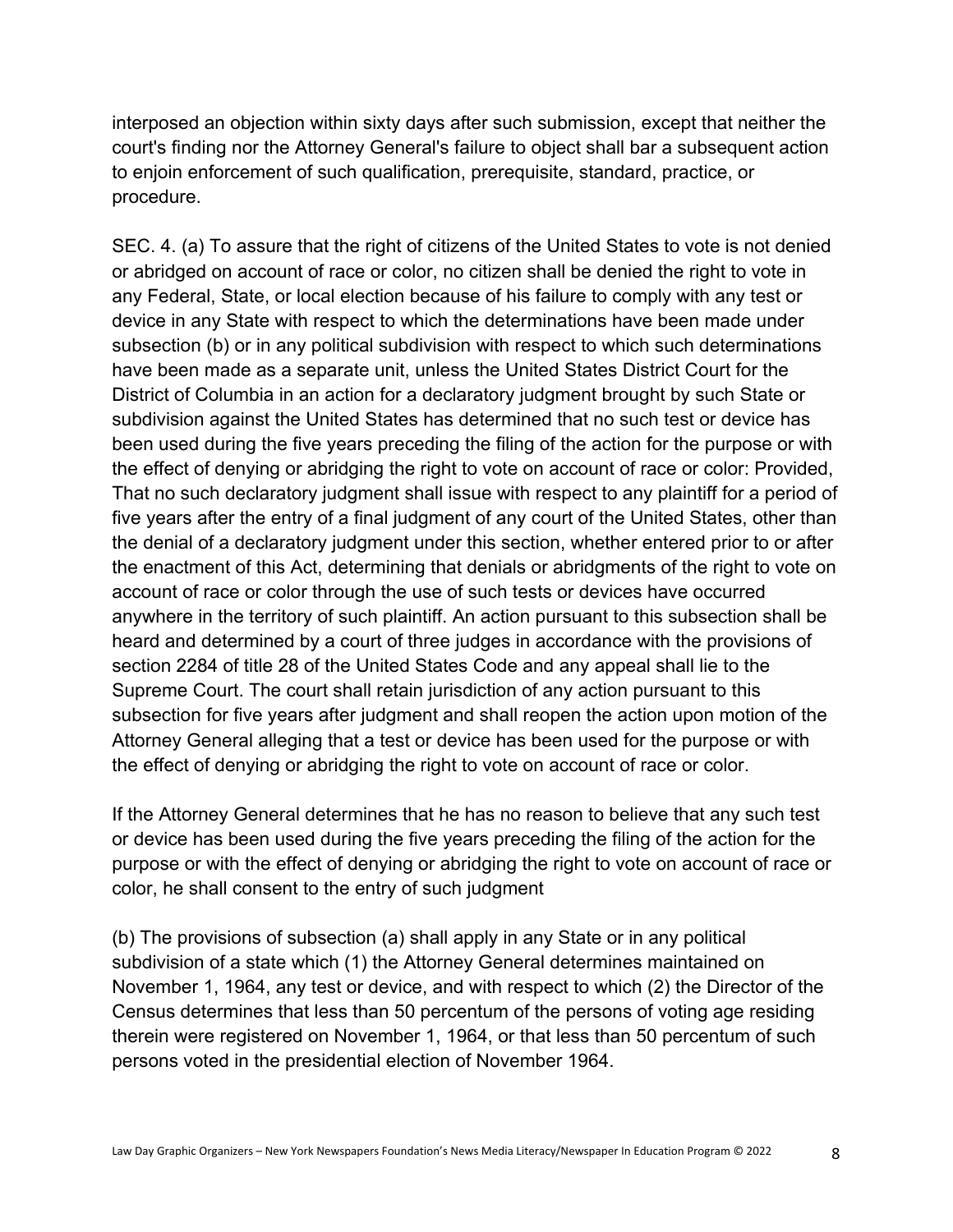interposed an objection within sixty days after such submission, except that neither the court's finding nor the Attorney General's failure to object shall bar a subsequent action to enjoin enforcement of such qualification, prerequisite, standard, practice, or procedure.

SEC. 4. (a) To assure that the right of citizens of the United States to vote is not denied or abridged on account of race or color, no citizen shall be denied the right to vote in any Federal, State, or local election because of his failure to comply with any test or device in any State with respect to which the determinations have been made under subsection (b) or in any political subdivision with respect to which such determinations have been made as a separate unit, unless the United States District Court for the District of Columbia in an action for a declaratory judgment brought by such State or subdivision against the United States has determined that no such test or device has been used during the five years preceding the filing of the action for the purpose or with the effect of denying or abridging the right to vote on account of race or color: Provided, That no such declaratory judgment shall issue with respect to any plaintiff for a period of five years after the entry of a final judgment of any court of the United States, other than the denial of a declaratory judgment under this section, whether entered prior to or after the enactment of this Act, determining that denials or abridgments of the right to vote on account of race or color through the use of such tests or devices have occurred anywhere in the territory of such plaintiff. An action pursuant to this subsection shall be heard and determined by a court of three judges in accordance with the provisions of section 2284 of title 28 of the United States Code and any appeal shall lie to the Supreme Court. The court shall retain jurisdiction of any action pursuant to this subsection for five years after judgment and shall reopen the action upon motion of the Attorney General alleging that a test or device has been used for the purpose or with the effect of denying or abridging the right to vote on account of race or color.

If the Attorney General determines that he has no reason to believe that any such test or device has been used during the five years preceding the filing of the action for the purpose or with the effect of denying or abridging the right to vote on account of race or color, he shall consent to the entry of such judgment

(b) The provisions of subsection (a) shall apply in any State or in any political subdivision of a state which (1) the Attorney General determines maintained on November 1, 1964, any test or device, and with respect to which (2) the Director of the Census determines that less than 50 percentum of the persons of voting age residing therein were registered on November 1, 1964, or that less than 50 percentum of such persons voted in the presidential election of November 1964.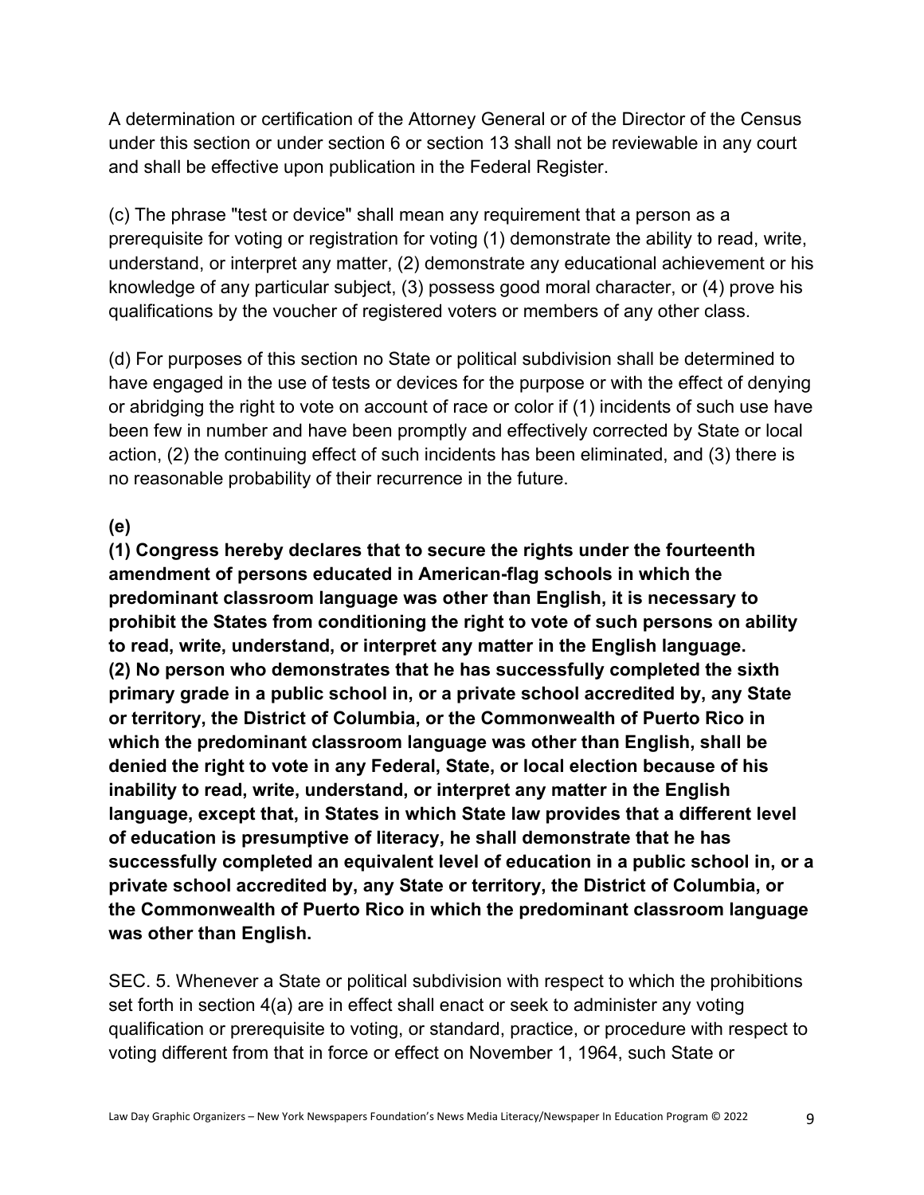A determination or certification of the Attorney General or of the Director of the Census under this section or under section 6 or section 13 shall not be reviewable in any court and shall be effective upon publication in the Federal Register.

(c) The phrase "test or device" shall mean any requirement that a person as a prerequisite for voting or registration for voting (1) demonstrate the ability to read, write, understand, or interpret any matter, (2) demonstrate any educational achievement or his knowledge of any particular subject, (3) possess good moral character, or (4) prove his qualifications by the voucher of registered voters or members of any other class.

(d) For purposes of this section no State or political subdivision shall be determined to have engaged in the use of tests or devices for the purpose or with the effect of denying or abridging the right to vote on account of race or color if (1) incidents of such use have been few in number and have been promptly and effectively corrected by State or local action, (2) the continuing effect of such incidents has been eliminated, and (3) there is no reasonable probability of their recurrence in the future.

**(e)**

**(1) Congress hereby declares that to secure the rights under the fourteenth amendment of persons educated in American-flag schools in which the predominant classroom language was other than English, it is necessary to prohibit the States from conditioning the right to vote of such persons on ability to read, write, understand, or interpret any matter in the English language.**

**(2) No person who demonstrates that he has successfully completed the sixth primary grade in a public school in, or a private school accredited by, any State or territory, the District of Columbia, or the Commonwealth of Puerto Rico in which the predominant classroom language was other than English, shall be denied the right to vote in any Federal, State, or local election because of his inability to read, write, understand, or interpret any matter in the English language, except that, in States in which State law provides that a different level of education is presumptive of literacy, he shall demonstrate that he has successfully completed an equivalent level of education in a public school in, or a private school accredited by, any State or territory, the District of Columbia, or the Commonwealth of Puerto Rico in which the predominant classroom language was other than English.**

SEC. 5. Whenever a State or political subdivision with respect to which the prohibitions set forth in section 4(a) are in effect shall enact or seek to administer any voting qualification or prerequisite to voting, or standard, practice, or procedure with respect to voting different from that in force or effect on November 1, 1964, such State or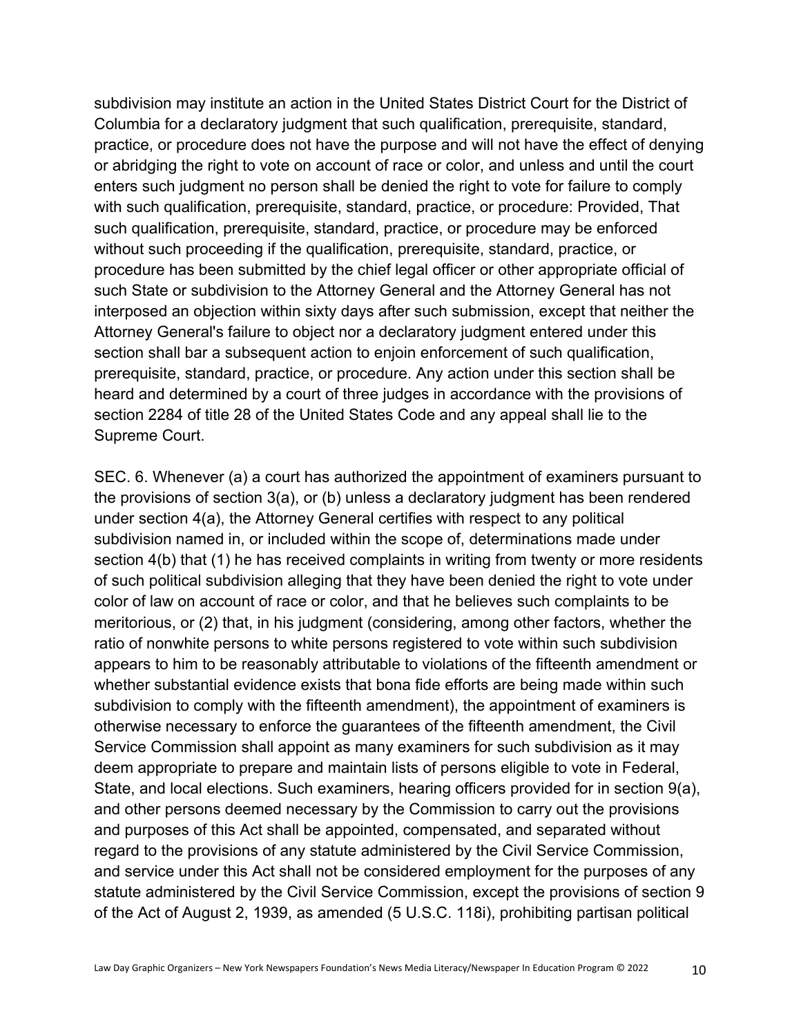subdivision may institute an action in the United States District Court for the District of Columbia for a declaratory judgment that such qualification, prerequisite, standard, practice, or procedure does not have the purpose and will not have the effect of denying or abridging the right to vote on account of race or color, and unless and until the court enters such judgment no person shall be denied the right to vote for failure to comply with such qualification, prerequisite, standard, practice, or procedure: Provided, That such qualification, prerequisite, standard, practice, or procedure may be enforced without such proceeding if the qualification, prerequisite, standard, practice, or procedure has been submitted by the chief legal officer or other appropriate official of such State or subdivision to the Attorney General and the Attorney General has not interposed an objection within sixty days after such submission, except that neither the Attorney General's failure to object nor a declaratory judgment entered under this section shall bar a subsequent action to enjoin enforcement of such qualification, prerequisite, standard, practice, or procedure. Any action under this section shall be heard and determined by a court of three judges in accordance with the provisions of section 2284 of title 28 of the United States Code and any appeal shall lie to the Supreme Court.

SEC. 6. Whenever (a) a court has authorized the appointment of examiners pursuant to the provisions of section 3(a), or (b) unless a declaratory judgment has been rendered under section 4(a), the Attorney General certifies with respect to any political subdivision named in, or included within the scope of, determinations made under section 4(b) that (1) he has received complaints in writing from twenty or more residents of such political subdivision alleging that they have been denied the right to vote under color of law on account of race or color, and that he believes such complaints to be meritorious, or (2) that, in his judgment (considering, among other factors, whether the ratio of nonwhite persons to white persons registered to vote within such subdivision appears to him to be reasonably attributable to violations of the fifteenth amendment or whether substantial evidence exists that bona fide efforts are being made within such subdivision to comply with the fifteenth amendment), the appointment of examiners is otherwise necessary to enforce the guarantees of the fifteenth amendment, the Civil Service Commission shall appoint as many examiners for such subdivision as it may deem appropriate to prepare and maintain lists of persons eligible to vote in Federal, State, and local elections. Such examiners, hearing officers provided for in section 9(a), and other persons deemed necessary by the Commission to carry out the provisions and purposes of this Act shall be appointed, compensated, and separated without regard to the provisions of any statute administered by the Civil Service Commission, and service under this Act shall not be considered employment for the purposes of any statute administered by the Civil Service Commission, except the provisions of section 9 of the Act of August 2, 1939, as amended (5 U.S.C. 118i), prohibiting partisan political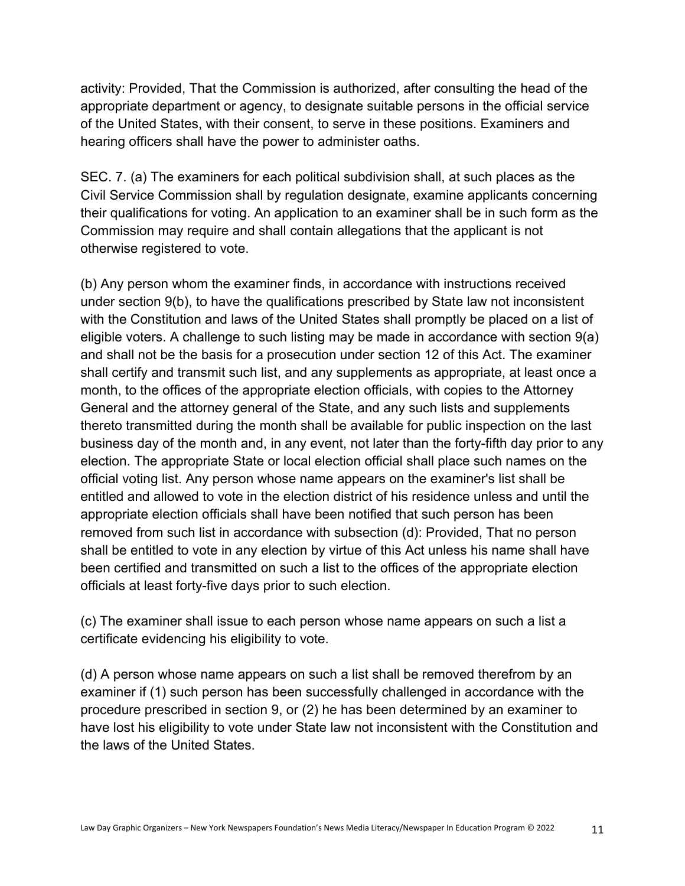activity: Provided, That the Commission is authorized, after consulting the head of the appropriate department or agency, to designate suitable persons in the official service of the United States, with their consent, to serve in these positions. Examiners and hearing officers shall have the power to administer oaths.

SEC. 7. (a) The examiners for each political subdivision shall, at such places as the Civil Service Commission shall by regulation designate, examine applicants concerning their qualifications for voting. An application to an examiner shall be in such form as the Commission may require and shall contain allegations that the applicant is not otherwise registered to vote.

(b) Any person whom the examiner finds, in accordance with instructions received under section 9(b), to have the qualifications prescribed by State law not inconsistent with the Constitution and laws of the United States shall promptly be placed on a list of eligible voters. A challenge to such listing may be made in accordance with section 9(a) and shall not be the basis for a prosecution under section 12 of this Act. The examiner shall certify and transmit such list, and any supplements as appropriate, at least once a month, to the offices of the appropriate election officials, with copies to the Attorney General and the attorney general of the State, and any such lists and supplements thereto transmitted during the month shall be available for public inspection on the last business day of the month and, in any event, not later than the forty-fifth day prior to any election. The appropriate State or local election official shall place such names on the official voting list. Any person whose name appears on the examiner's list shall be entitled and allowed to vote in the election district of his residence unless and until the appropriate election officials shall have been notified that such person has been removed from such list in accordance with subsection (d): Provided, That no person shall be entitled to vote in any election by virtue of this Act unless his name shall have been certified and transmitted on such a list to the offices of the appropriate election officials at least forty-five days prior to such election.

(c) The examiner shall issue to each person whose name appears on such a list a certificate evidencing his eligibility to vote.

(d) A person whose name appears on such a list shall be removed therefrom by an examiner if (1) such person has been successfully challenged in accordance with the procedure prescribed in section 9, or (2) he has been determined by an examiner to have lost his eligibility to vote under State law not inconsistent with the Constitution and the laws of the United States.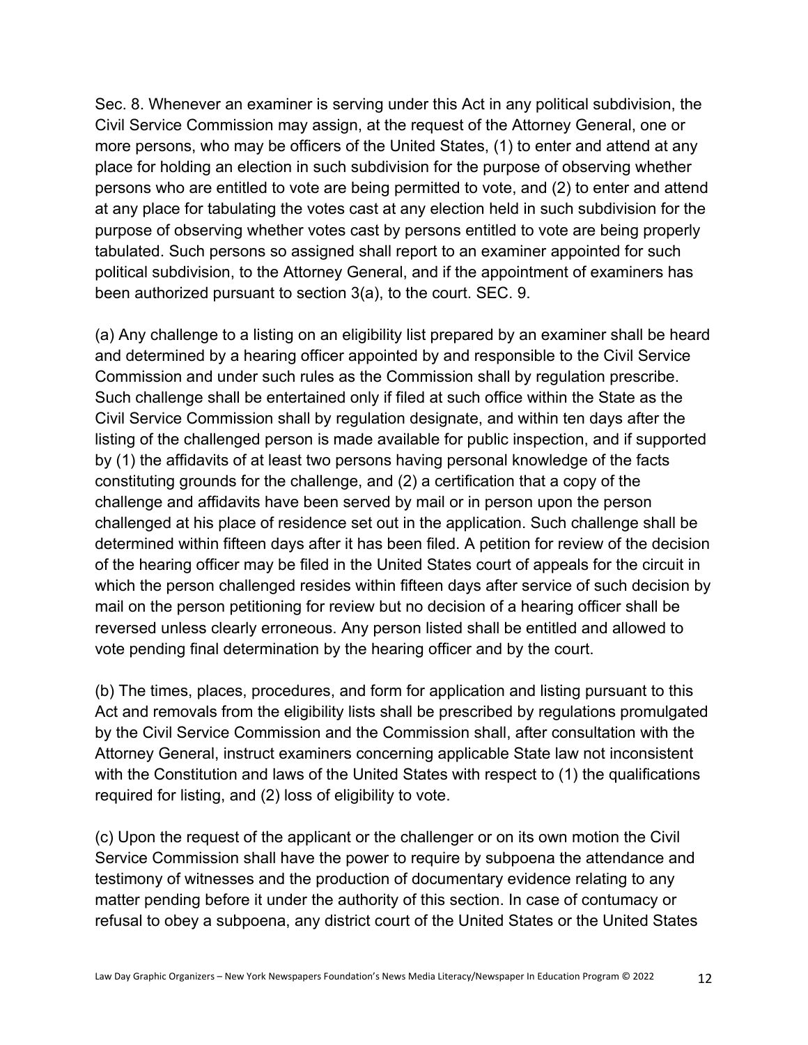Sec. 8. Whenever an examiner is serving under this Act in any political subdivision, the Civil Service Commission may assign, at the request of the Attorney General, one or more persons, who may be officers of the United States, (1) to enter and attend at any place for holding an election in such subdivision for the purpose of observing whether persons who are entitled to vote are being permitted to vote, and (2) to enter and attend at any place for tabulating the votes cast at any election held in such subdivision for the purpose of observing whether votes cast by persons entitled to vote are being properly tabulated. Such persons so assigned shall report to an examiner appointed for such political subdivision, to the Attorney General, and if the appointment of examiners has been authorized pursuant to section 3(a), to the court. SEC. 9.

(a) Any challenge to a listing on an eligibility list prepared by an examiner shall be heard and determined by a hearing officer appointed by and responsible to the Civil Service Commission and under such rules as the Commission shall by regulation prescribe. Such challenge shall be entertained only if filed at such office within the State as the Civil Service Commission shall by regulation designate, and within ten days after the listing of the challenged person is made available for public inspection, and if supported by (1) the affidavits of at least two persons having personal knowledge of the facts constituting grounds for the challenge, and (2) a certification that a copy of the challenge and affidavits have been served by mail or in person upon the person challenged at his place of residence set out in the application. Such challenge shall be determined within fifteen days after it has been filed. A petition for review of the decision of the hearing officer may be filed in the United States court of appeals for the circuit in which the person challenged resides within fifteen days after service of such decision by mail on the person petitioning for review but no decision of a hearing officer shall be reversed unless clearly erroneous. Any person listed shall be entitled and allowed to vote pending final determination by the hearing officer and by the court.

(b) The times, places, procedures, and form for application and listing pursuant to this Act and removals from the eligibility lists shall be prescribed by regulations promulgated by the Civil Service Commission and the Commission shall, after consultation with the Attorney General, instruct examiners concerning applicable State law not inconsistent with the Constitution and laws of the United States with respect to (1) the qualifications required for listing, and (2) loss of eligibility to vote.

(c) Upon the request of the applicant or the challenger or on its own motion the Civil Service Commission shall have the power to require by subpoena the attendance and testimony of witnesses and the production of documentary evidence relating to any matter pending before it under the authority of this section. In case of contumacy or refusal to obey a subpoena, any district court of the United States or the United States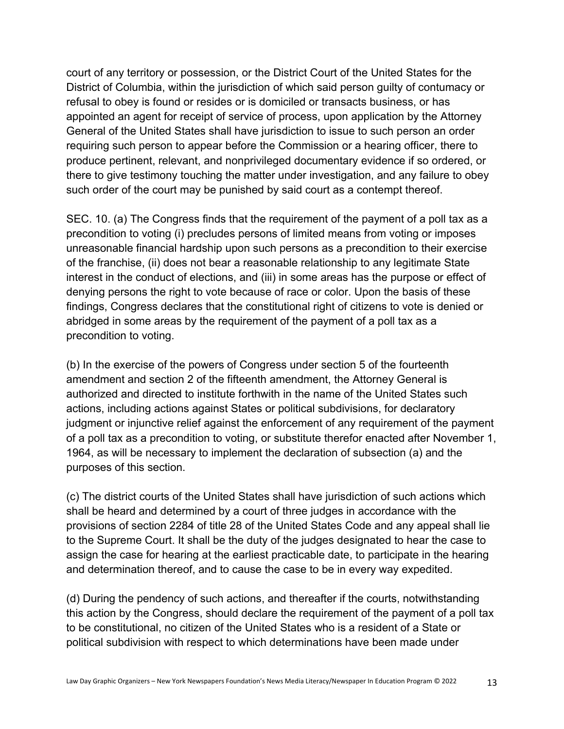court of any territory or possession, or the District Court of the United States for the District of Columbia, within the jurisdiction of which said person guilty of contumacy or refusal to obey is found or resides or is domiciled or transacts business, or has appointed an agent for receipt of service of process, upon application by the Attorney General of the United States shall have jurisdiction to issue to such person an order requiring such person to appear before the Commission or a hearing officer, there to produce pertinent, relevant, and nonprivileged documentary evidence if so ordered, or there to give testimony touching the matter under investigation, and any failure to obey such order of the court may be punished by said court as a contempt thereof.

SEC. 10. (a) The Congress finds that the requirement of the payment of a poll tax as a precondition to voting (i) precludes persons of limited means from voting or imposes unreasonable financial hardship upon such persons as a precondition to their exercise of the franchise, (ii) does not bear a reasonable relationship to any legitimate State interest in the conduct of elections, and (iii) in some areas has the purpose or effect of denying persons the right to vote because of race or color. Upon the basis of these findings, Congress declares that the constitutional right of citizens to vote is denied or abridged in some areas by the requirement of the payment of a poll tax as a precondition to voting.

(b) In the exercise of the powers of Congress under section 5 of the fourteenth amendment and section 2 of the fifteenth amendment, the Attorney General is authorized and directed to institute forthwith in the name of the United States such actions, including actions against States or political subdivisions, for declaratory judgment or injunctive relief against the enforcement of any requirement of the payment of a poll tax as a precondition to voting, or substitute therefor enacted after November 1, 1964, as will be necessary to implement the declaration of subsection (a) and the purposes of this section.

(c) The district courts of the United States shall have jurisdiction of such actions which shall be heard and determined by a court of three judges in accordance with the provisions of section 2284 of title 28 of the United States Code and any appeal shall lie to the Supreme Court. It shall be the duty of the judges designated to hear the case to assign the case for hearing at the earliest practicable date, to participate in the hearing and determination thereof, and to cause the case to be in every way expedited.

(d) During the pendency of such actions, and thereafter if the courts, notwithstanding this action by the Congress, should declare the requirement of the payment of a poll tax to be constitutional, no citizen of the United States who is a resident of a State or political subdivision with respect to which determinations have been made under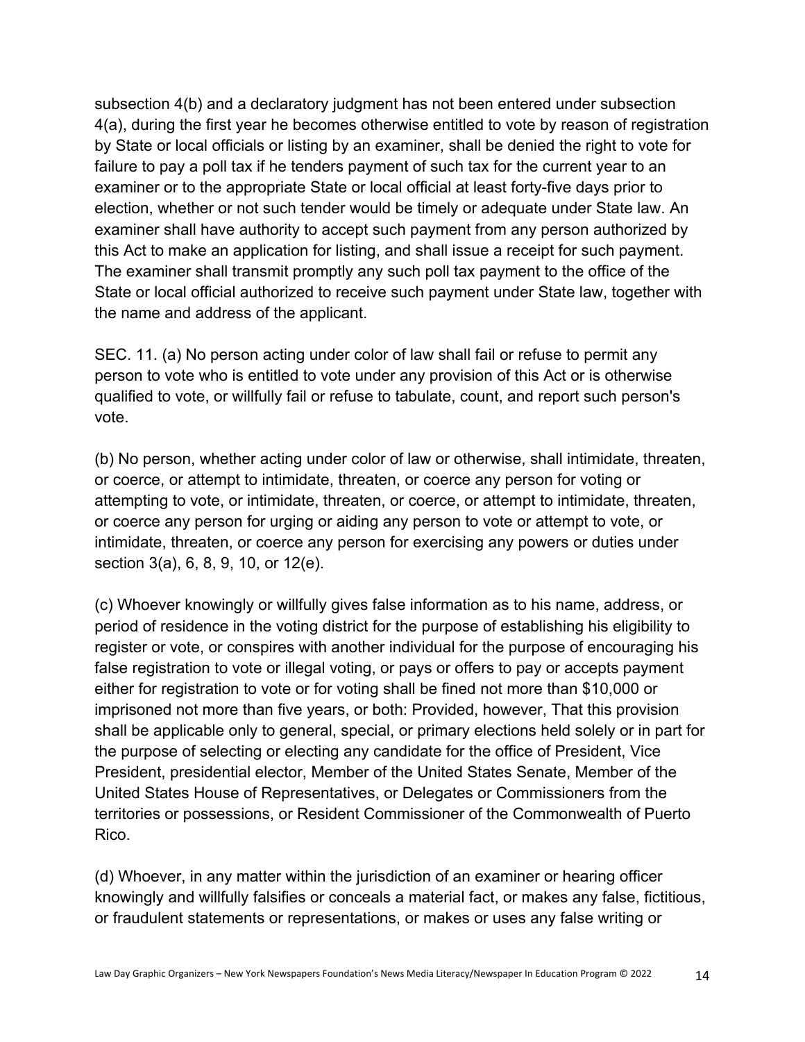subsection 4(b) and a declaratory judgment has not been entered under subsection 4(a), during the first year he becomes otherwise entitled to vote by reason of registration by State or local officials or listing by an examiner, shall be denied the right to vote for failure to pay a poll tax if he tenders payment of such tax for the current year to an examiner or to the appropriate State or local official at least forty-five days prior to election, whether or not such tender would be timely or adequate under State law. An examiner shall have authority to accept such payment from any person authorized by this Act to make an application for listing, and shall issue a receipt for such payment. The examiner shall transmit promptly any such poll tax payment to the office of the State or local official authorized to receive such payment under State law, together with the name and address of the applicant.

SEC. 11. (a) No person acting under color of law shall fail or refuse to permit any person to vote who is entitled to vote under any provision of this Act or is otherwise qualified to vote, or willfully fail or refuse to tabulate, count, and report such person's vote.

(b) No person, whether acting under color of law or otherwise, shall intimidate, threaten, or coerce, or attempt to intimidate, threaten, or coerce any person for voting or attempting to vote, or intimidate, threaten, or coerce, or attempt to intimidate, threaten, or coerce any person for urging or aiding any person to vote or attempt to vote, or intimidate, threaten, or coerce any person for exercising any powers or duties under section 3(a), 6, 8, 9, 10, or 12(e).

(c) Whoever knowingly or willfully gives false information as to his name, address, or period of residence in the voting district for the purpose of establishing his eligibility to register or vote, or conspires with another individual for the purpose of encouraging his false registration to vote or illegal voting, or pays or offers to pay or accepts payment either for registration to vote or for voting shall be fined not more than $10,000 or imprisoned not more than five years, or both: Provided, however, That this provision shall be applicable only to general, special, or primary elections held solely or in part for the purpose of selecting or electing any candidate for the office of President, Vice President, presidential elector, Member of the United States Senate, Member of the United States House of Representatives, or Delegates or Commissioners from the territories or possessions, or Resident Commissioner of the Commonwealth of Puerto Rico.

(d) Whoever, in any matter within the jurisdiction of an examiner or hearing officer knowingly and willfully falsifies or conceals a material fact, or makes any false, fictitious, or fraudulent statements or representations, or makes or uses any false writing or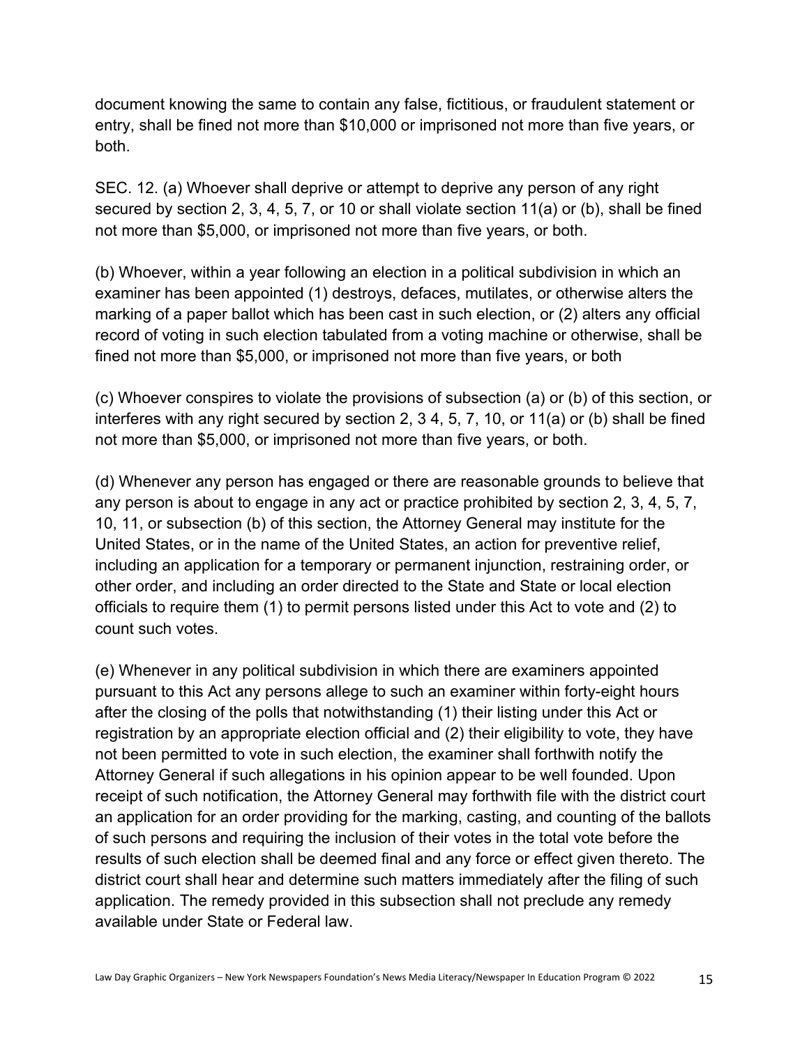document knowing the same to contain any false, fictitious, or fraudulent statement or entry, shall be fined not more than $10,000 or imprisoned not more than five years, or both.

SEC. 12. (a) Whoever shall deprive or attempt to deprive any person of any right secured by section 2, 3, 4, 5, 7, or 10 or shall violate section 11(a) or (b), shall be fined not more than $5,000, or imprisoned not more than five years, or both.

(b) Whoever, within a year following an election in a political subdivision in which an examiner has been appointed (1) destroys, defaces, mutilates, or otherwise alters the marking of a paper ballot which has been cast in such election, or (2) alters any official record of voting in such election tabulated from a voting machine or otherwise, shall be fined not more than $5,000, or imprisoned not more than five years, or both

(c) Whoever conspires to violate the provisions of subsection (a) or (b) of this section, or interferes with any right secured by section 2, 3 4, 5, 7, 10, or 11(a) or (b) shall be fined not more than $5,000, or imprisoned not more than five years, or both.

(d) Whenever any person has engaged or there are reasonable grounds to believe that any person is about to engage in any act or practice prohibited by section 2, 3, 4, 5, 7, 10, 11, or subsection (b) of this section, the Attorney General may institute for the United States, or in the name of the United States, an action for preventive relief, including an application for a temporary or permanent injunction, restraining order, or other order, and including an order directed to the State and State or local election officials to require them (1) to permit persons listed under this Act to vote and (2) to count such votes.

(e) Whenever in any political subdivision in which there are examiners appointed pursuant to this Act any persons allege to such an examiner within forty-eight hours after the closing of the polls that notwithstanding (1) their listing under this Act or registration by an appropriate election official and (2) their eligibility to vote, they have not been permitted to vote in such election, the examiner shall forthwith notify the Attorney General if such allegations in his opinion appear to be well founded. Upon receipt of such notification, the Attorney General may forthwith file with the district court an application for an order providing for the marking, casting, and counting of the ballots of such persons and requiring the inclusion of their votes in the total vote before the results of such election shall be deemed final and any force or effect given thereto. The district court shall hear and determine such matters immediately after the filing of such application. The remedy provided in this subsection shall not preclude any remedy available under State or Federal law.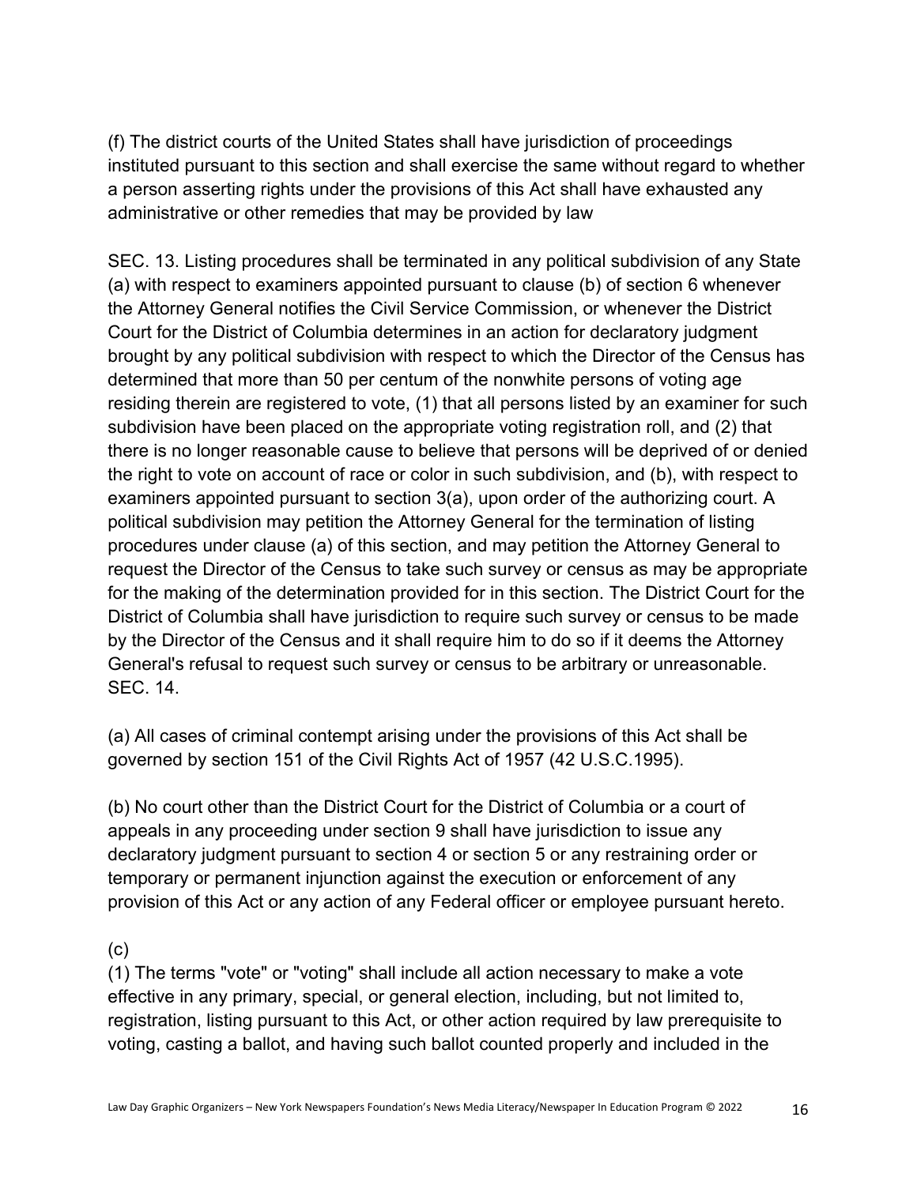(f) The district courts of the United States shall have jurisdiction of proceedings instituted pursuant to this section and shall exercise the same without regard to whether a person asserting rights under the provisions of this Act shall have exhausted any administrative or other remedies that may be provided by law

SEC. 13. Listing procedures shall be terminated in any political subdivision of any State (a) with respect to examiners appointed pursuant to clause (b) of section 6 whenever the Attorney General notifies the Civil Service Commission, or whenever the District Court for the District of Columbia determines in an action for declaratory judgment brought by any political subdivision with respect to which the Director of the Census has determined that more than 50 per centum of the nonwhite persons of voting age residing therein are registered to vote, (1) that all persons listed by an examiner for such subdivision have been placed on the appropriate voting registration roll, and (2) that there is no longer reasonable cause to believe that persons will be deprived of or denied the right to vote on account of race or color in such subdivision, and (b), with respect to examiners appointed pursuant to section 3(a), upon order of the authorizing court. A political subdivision may petition the Attorney General for the termination of listing procedures under clause (a) of this section, and may petition the Attorney General to request the Director of the Census to take such survey or census as may be appropriate for the making of the determination provided for in this section. The District Court for the District of Columbia shall have jurisdiction to require such survey or census to be made by the Director of the Census and it shall require him to do so if it deems the Attorney General's refusal to request such survey or census to be arbitrary or unreasonable.
SEC. 14.

(a) All cases of criminal contempt arising under the provisions of this Act shall be governed by section 151 of the Civil Rights Act of 1957 (42 U.S.C.1995).

(b) No court other than the District Court for the District of Columbia or a court of appeals in any proceeding under section 9 shall have jurisdiction to issue any declaratory judgment pursuant to section 4 or section 5 or any restraining order or temporary or permanent injunction against the execution or enforcement of any provision of this Act or any action of any Federal officer or employee pursuant hereto.

(c)
(1) The terms "vote" or "voting" shall include all action necessary to make a vote effective in any primary, special, or general election, including, but not limited to, registration, listing pursuant to this Act, or other action required by law prerequisite to voting, casting a ballot, and having such ballot counted properly and included in the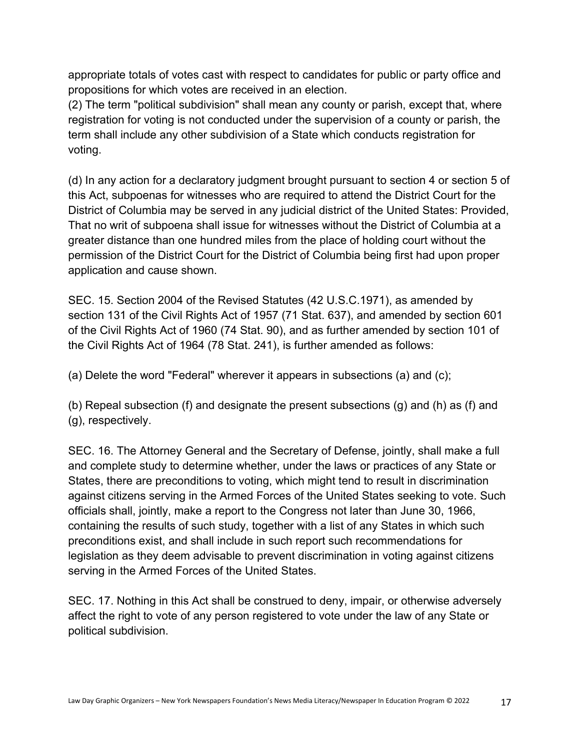appropriate totals of votes cast with respect to candidates for public or party office and propositions for which votes are received in an election.

(2) The term "political subdivision" shall mean any county or parish, except that, where registration for voting is not conducted under the supervision of a county or parish, the term shall include any other subdivision of a State which conducts registration for voting.

(d) In any action for a declaratory judgment brought pursuant to section 4 or section 5 of this Act, subpoenas for witnesses who are required to attend the District Court for the District of Columbia may be served in any judicial district of the United States: Provided, That no writ of subpoena shall issue for witnesses without the District of Columbia at a greater distance than one hundred miles from the place of holding court without the permission of the District Court for the District of Columbia being first had upon proper application and cause shown.

SEC. 15. Section 2004 of the Revised Statutes (42 U.S.C.1971), as amended by section 131 of the Civil Rights Act of 1957 (71 Stat. 637), and amended by section 601 of the Civil Rights Act of 1960 (74 Stat. 90), and as further amended by section 101 of the Civil Rights Act of 1964 (78 Stat. 241), is further amended as follows:

(a) Delete the word "Federal" wherever it appears in subsections (a) and (c);

(b) Repeal subsection (f) and designate the present subsections (g) and (h) as (f) and (g), respectively.

SEC. 16. The Attorney General and the Secretary of Defense, jointly, shall make a full and complete study to determine whether, under the laws or practices of any State or States, there are preconditions to voting, which might tend to result in discrimination against citizens serving in the Armed Forces of the United States seeking to vote. Such officials shall, jointly, make a report to the Congress not later than June 30, 1966, containing the results of such study, together with a list of any States in which such preconditions exist, and shall include in such report such recommendations for legislation as they deem advisable to prevent discrimination in voting against citizens serving in the Armed Forces of the United States.

SEC. 17. Nothing in this Act shall be construed to deny, impair, or otherwise adversely affect the right to vote of any person registered to vote under the law of any State or political subdivision.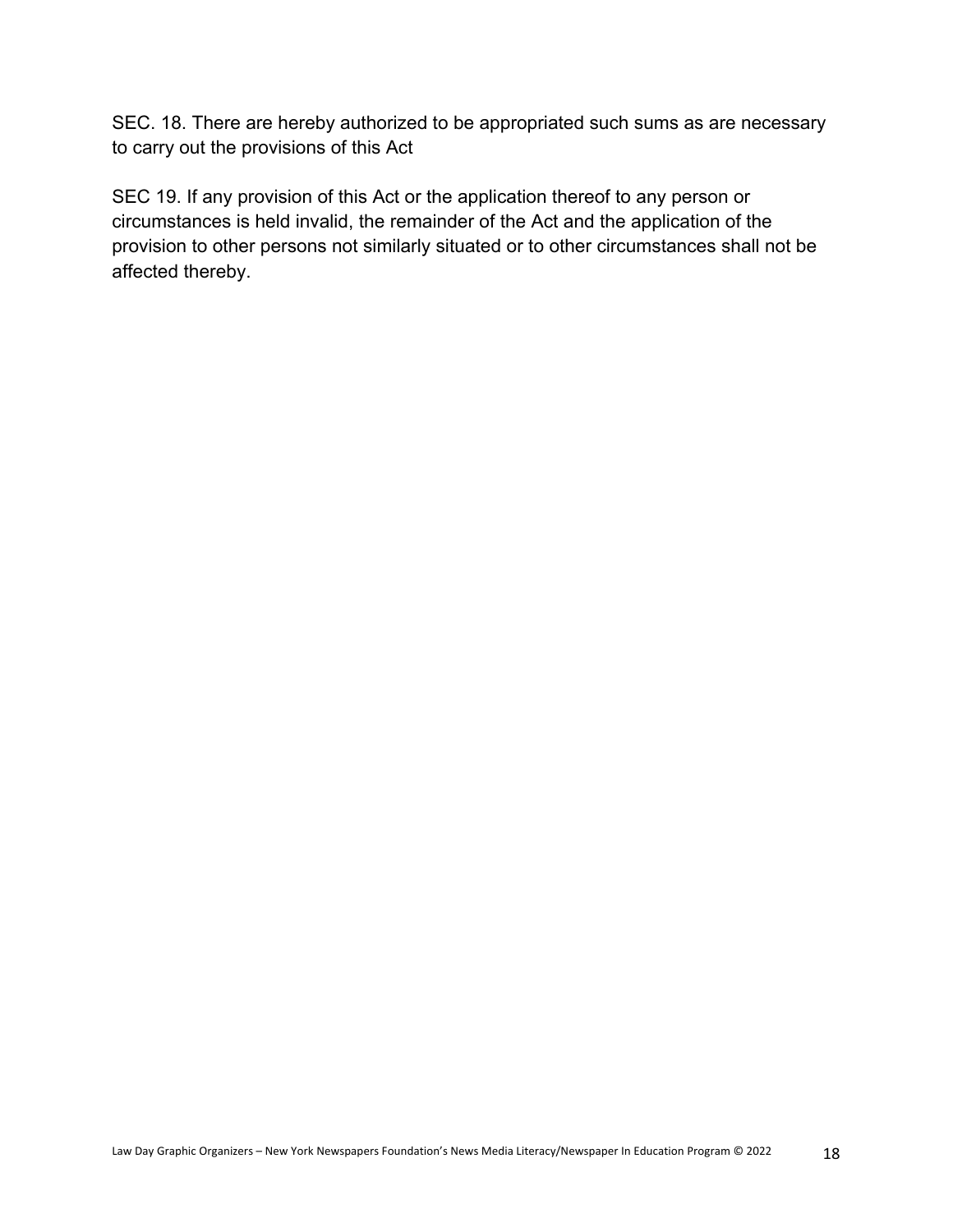SEC. 18. There are hereby authorized to be appropriated such sums as are necessary to carry out the provisions of this Act

SEC 19. If any provision of this Act or the application thereof to any person or circumstances is held invalid, the remainder of the Act and the application of the provision to other persons not similarly situated or to other circumstances shall not be affected thereby.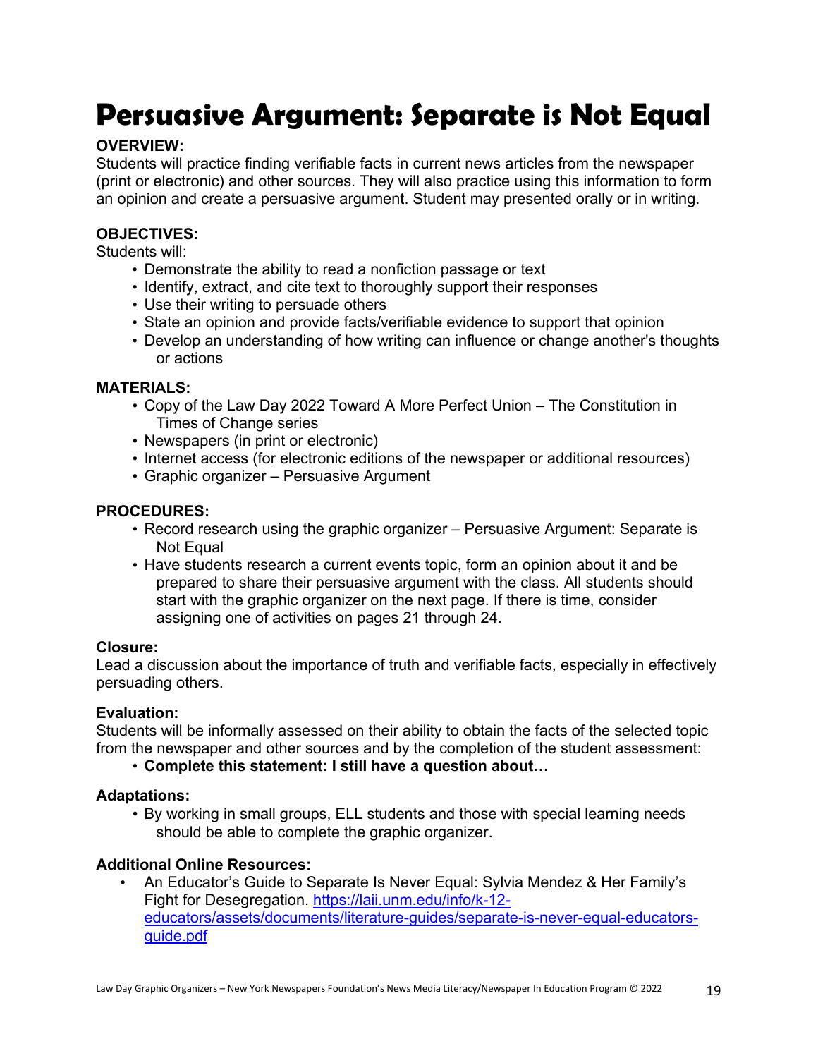# Persuasive Argument: Separate is Not Equal

**OVERVIEW:**
Students will practice finding verifiable facts in current news articles from the newspaper (print or electronic) and other sources. They will also practice using this information to form an opinion and create a persuasive argument. Student may presented orally or in writing.

**OBJECTIVES:**
Students will:

- Demonstrate the ability to read a nonfiction passage or text
- Identify, extract, and cite text to thoroughly support their responses
- Use their writing to persuade others
- State an opinion and provide facts/verifiable evidence to support that opinion
- Develop an understanding of how writing can influence or change another's thoughts or actions

**MATERIALS:**

- Copy of the Law Day 2022 Toward A More Perfect Union – The Constitution in Times of Change series
- Newspapers (in print or electronic)
- Internet access (for electronic editions of the newspaper or additional resources)
- Graphic organizer – Persuasive Argument

**PROCEDURES:**

- Record research using the graphic organizer – Persuasive Argument: Separate is Not Equal
- Have students research a current events topic, form an opinion about it and be prepared to share their persuasive argument with the class. All students should start with the graphic organizer on the next page. If there is time, consider assigning one of activities on pages 21 through 24.

**Closure:**
Lead a discussion about the importance of truth and verifiable facts, especially in effectively persuading others.

**Evaluation:**
Students will be informally assessed on their ability to obtain the facts of the selected topic from the newspaper and other sources and by the completion of the student assessment:

- **Complete this statement: I still have a question about…**

**Adaptations:**

- By working in small groups, ELL students and those with special learning needs should be able to complete the graphic organizer.

**Additional Online Resources:**

- An Educator's Guide to Separate Is Never Equal: Sylvia Mendez & Her Family's Fight for Desegregation. https://laii.unm.edu/info/k-12-educators/assets/documents/literature-guides/separate-is-never-equal-educators-guide.pdf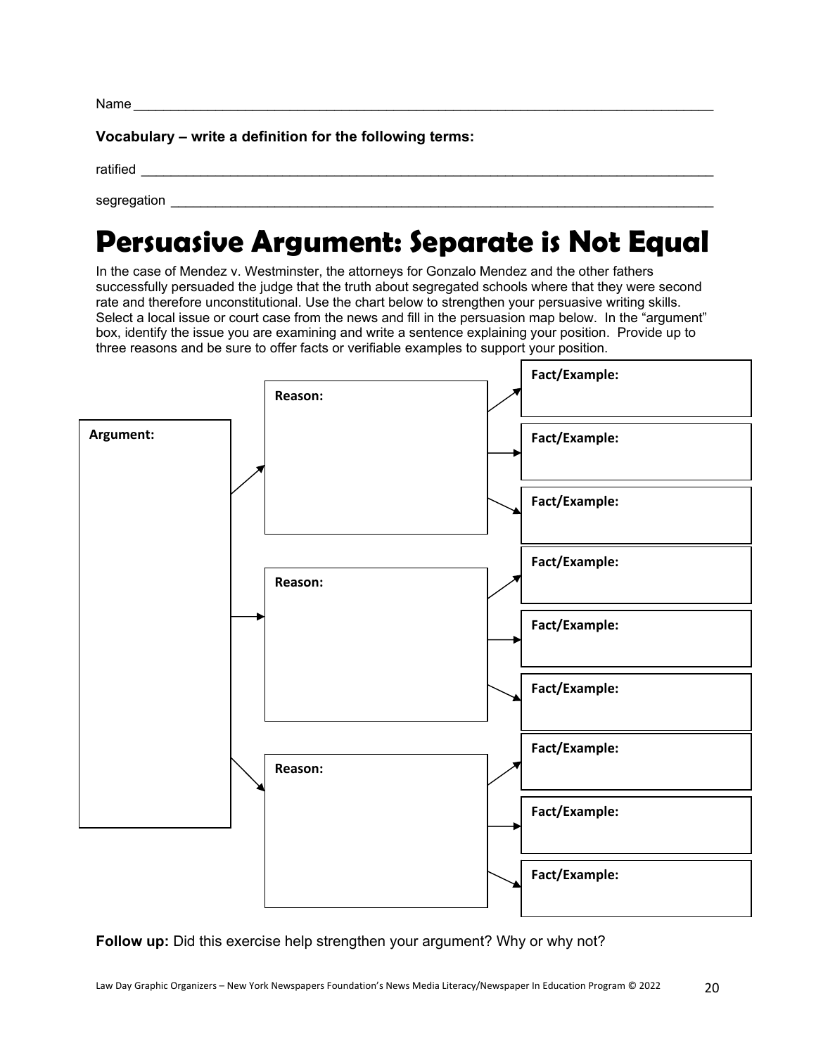Name ___________________________________________________________________________

**Vocabulary – write a definition for the following terms:**

ratified ________________________________________________________________________

segregation _____________________________________________________________________

# Persuasive Argument: Separate is Not Equal

In the case of Mendez v. Westminster, the attorneys for Gonzalo Mendez and the other fathers successfully persuaded the judge that the truth about segregated schools where that they were second rate and therefore unconstitutional. Use the chart below to strengthen your persuasive writing skills. Select a local issue or court case from the news and fill in the persuasion map below. In the "argument" box, identify the issue you are examining and write a sentence explaining your position. Provide up to three reasons and be sure to offer facts or verifiable examples to support your position.

| Argument | Reason | Fact/Example |
| --- | --- | --- |
| **Argument:** | **Reason:** | **Fact/Example:** |
| | | **Fact/Example:** |
| | | **Fact/Example:** |
| | **Reason:** | **Fact/Example:** |
| | | **Fact/Example:** |
| | | **Fact/Example:** |
| | **Reason:** | **Fact/Example:** |
| | | **Fact/Example:** |
| | | **Fact/Example:** |

**Follow up:** Did this exercise help strengthen your argument? Why or why not?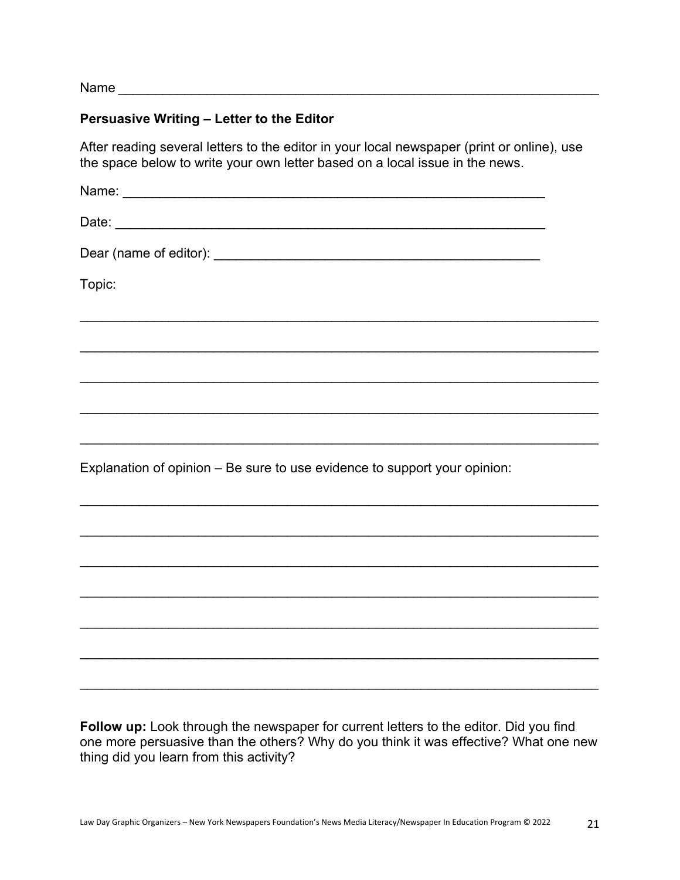Name ___________________________________________________________________

**Persuasive Writing – Letter to the Editor**

After reading several letters to the editor in your local newspaper (print or online), use the space below to write your own letter based on a local issue in the news.

Name: ___________________________________________________________

Date: ____________________________________________________________

Dear (name of editor): _____________________________________________

Topic:

______________________________________________________________________

______________________________________________________________________

______________________________________________________________________

______________________________________________________________________

______________________________________________________________________

Explanation of opinion – Be sure to use evidence to support your opinion:

______________________________________________________________________

______________________________________________________________________

______________________________________________________________________

______________________________________________________________________

______________________________________________________________________

______________________________________________________________________

______________________________________________________________________

**Follow up:** Look through the newspaper for current letters to the editor. Did you find one more persuasive than the others? Why do you think it was effective? What one new thing did you learn from this activity?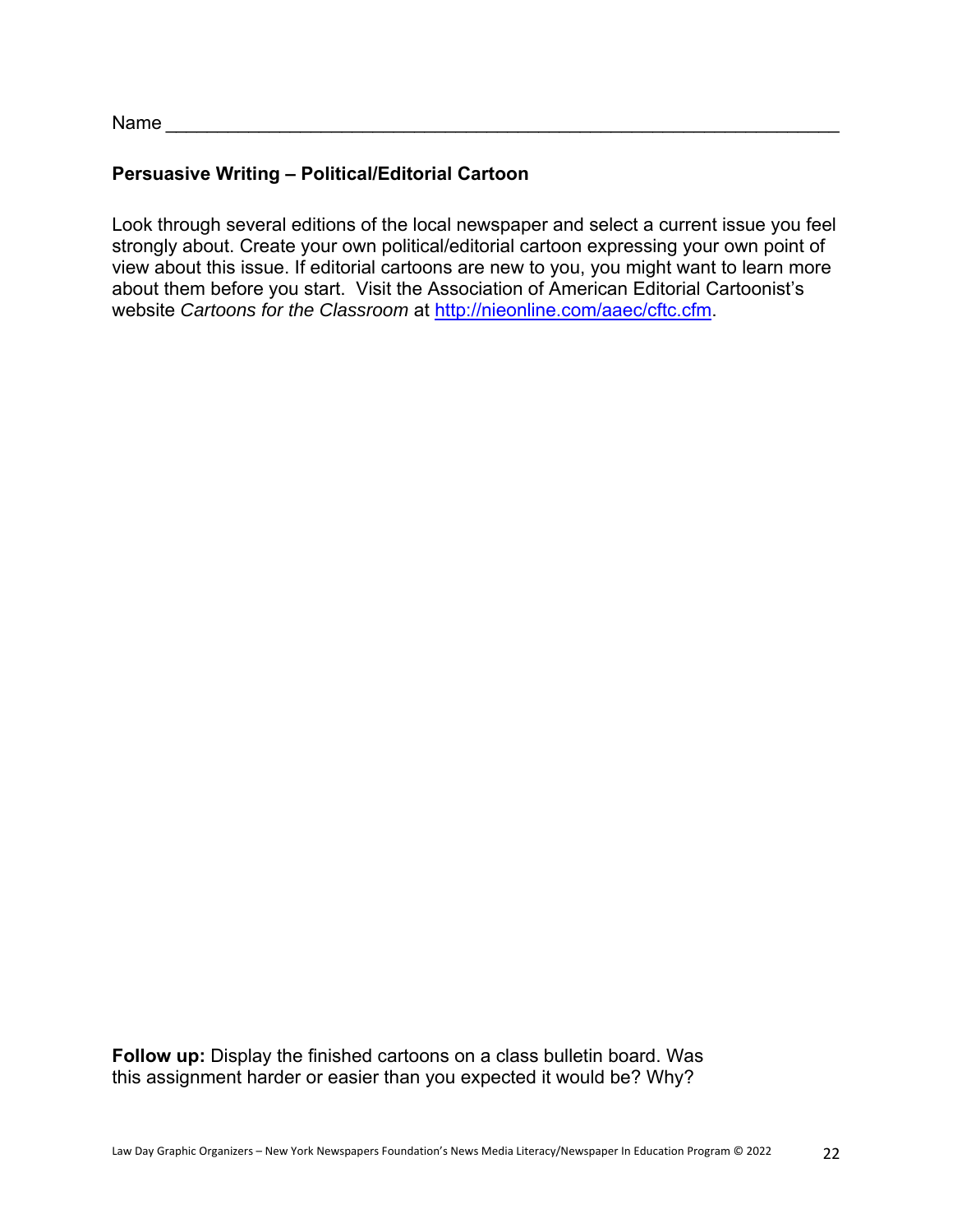Name ___________________________________________________________________

**Persuasive Writing – Political/Editorial Cartoon**

Look through several editions of the local newspaper and select a current issue you feel strongly about. Create your own political/editorial cartoon expressing your own point of view about this issue. If editorial cartoons are new to you, you might want to learn more about them before you start. Visit the Association of American Editorial Cartoonist's website *Cartoons for the Classroom* at [http://nieonline.com/aaec/cftc.cfm](http://nieonline.com/aaec/cftc.cfm).

**Follow up:** Display the finished cartoons on a class bulletin board. Was this assignment harder or easier than you expected it would be? Why?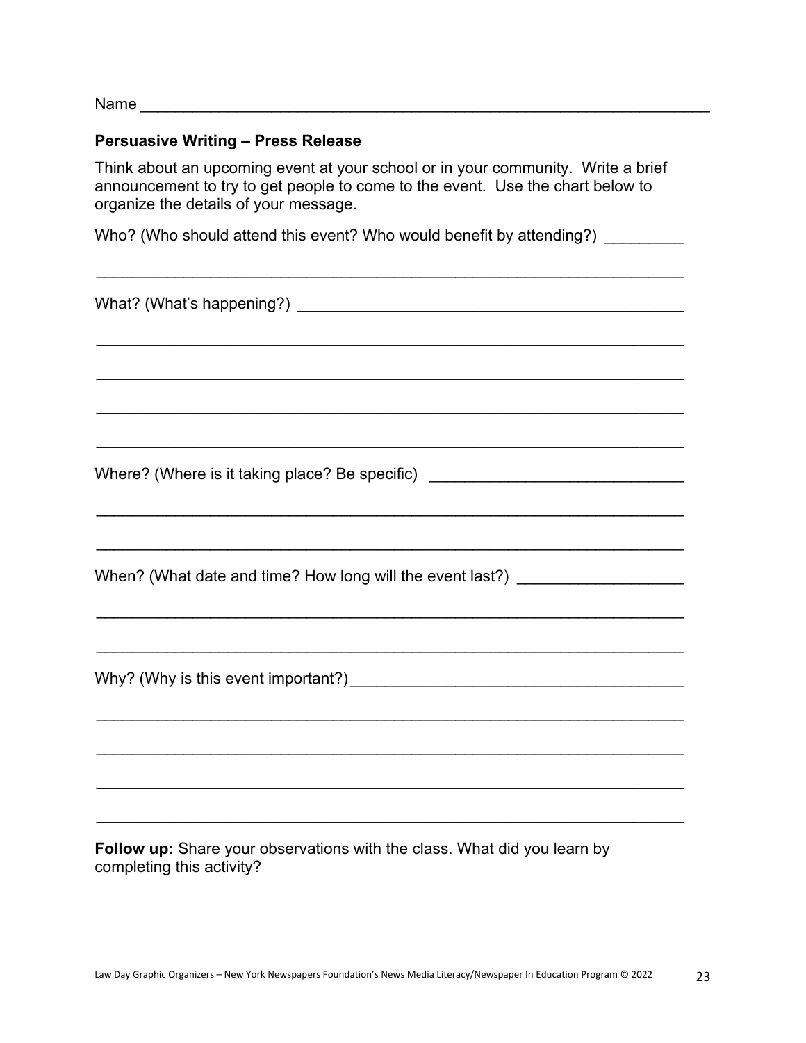Name ______________________________________________________________

**Persuasive Writing – Press Release**

Think about an upcoming event at your school or in your community. Write a brief announcement to try to get people to come to the event. Use the chart below to organize the details of your message.

Who? (Who should attend this event? Who would benefit by attending?) _________

_________________________________________________________________

What? (What's happening?) ____________________________________________

_________________________________________________________________

_________________________________________________________________

_________________________________________________________________

_________________________________________________________________

Where? (Where is it taking place? Be specific) _____________________________

_________________________________________________________________

_________________________________________________________________

When? (What date and time? How long will the event last?) __________________

_________________________________________________________________

_________________________________________________________________

Why? (Why is this event important?)_____________________________________

_________________________________________________________________

_________________________________________________________________

_________________________________________________________________

_________________________________________________________________

**Follow up:** Share your observations with the class. What did you learn by completing this activity?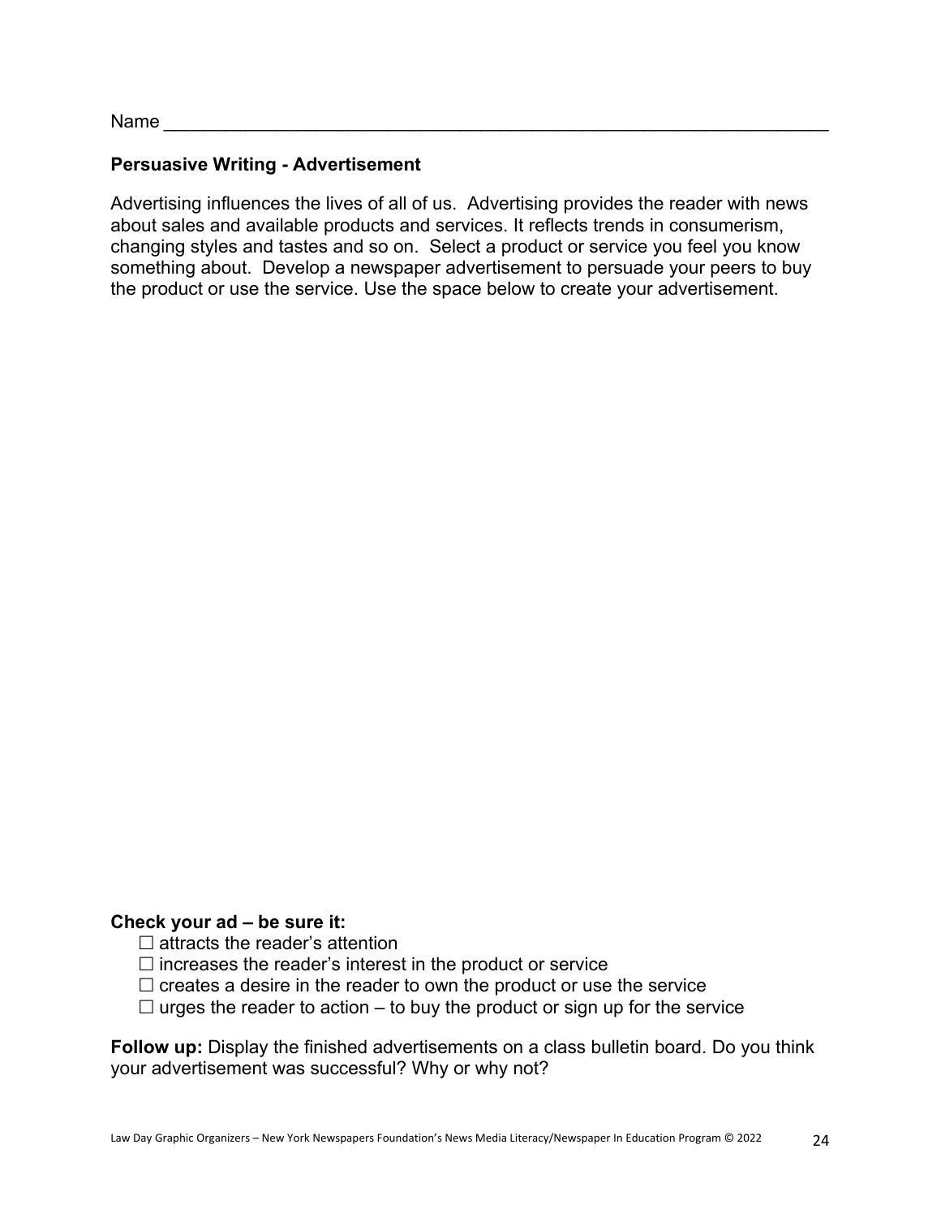Name ___________________________________________________________________

**Persuasive Writing - Advertisement**

Advertising influences the lives of all of us. Advertising provides the reader with news about sales and available products and services. It reflects trends in consumerism, changing styles and tastes and so on. Select a product or service you feel you know something about. Develop a newspaper advertisement to persuade your peers to buy the product or use the service. Use the space below to create your advertisement.

**Check your ad – be sure it:**

- ☐ attracts the reader's attention
- ☐ increases the reader's interest in the product or service
- ☐ creates a desire in the reader to own the product or use the service
- ☐ urges the reader to action – to buy the product or sign up for the service

**Follow up:** Display the finished advertisements on a class bulletin board. Do you think your advertisement was successful? Why or why not?

Law Day Graphic Organizers – New York Newspapers Foundation's News Media Literacy/Newspaper In Education Program © 2022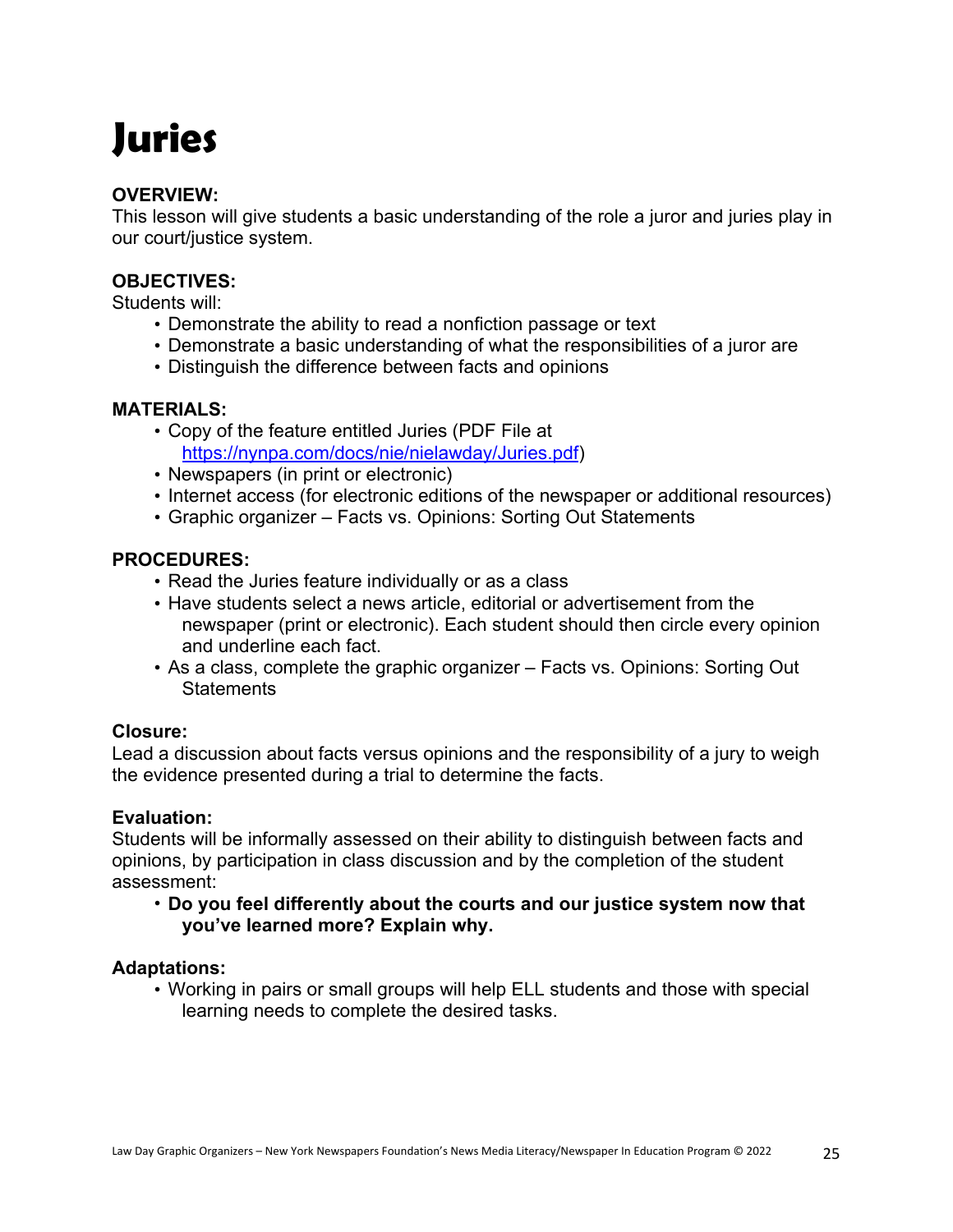# Juries

**OVERVIEW:**

This lesson will give students a basic understanding of the role a juror and juries play in our court/justice system.

**OBJECTIVES:**

Students will:

- Demonstrate the ability to read a nonfiction passage or text
- Demonstrate a basic understanding of what the responsibilities of a juror are
- Distinguish the difference between facts and opinions

**MATERIALS:**

- Copy of the feature entitled Juries (PDF File at https://nynpa.com/docs/nie/nielawday/Juries.pdf)
- Newspapers (in print or electronic)
- Internet access (for electronic editions of the newspaper or additional resources)
- Graphic organizer – Facts vs. Opinions: Sorting Out Statements

**PROCEDURES:**

- Read the Juries feature individually or as a class
- Have students select a news article, editorial or advertisement from the newspaper (print or electronic). Each student should then circle every opinion and underline each fact.
- As a class, complete the graphic organizer – Facts vs. Opinions: Sorting Out Statements

**Closure:**

Lead a discussion about facts versus opinions and the responsibility of a jury to weigh the evidence presented during a trial to determine the facts.

**Evaluation:**

Students will be informally assessed on their ability to distinguish between facts and opinions, by participation in class discussion and by the completion of the student assessment:

- **Do you feel differently about the courts and our justice system now that you've learned more? Explain why.**

**Adaptations:**

- Working in pairs or small groups will help ELL students and those with special learning needs to complete the desired tasks.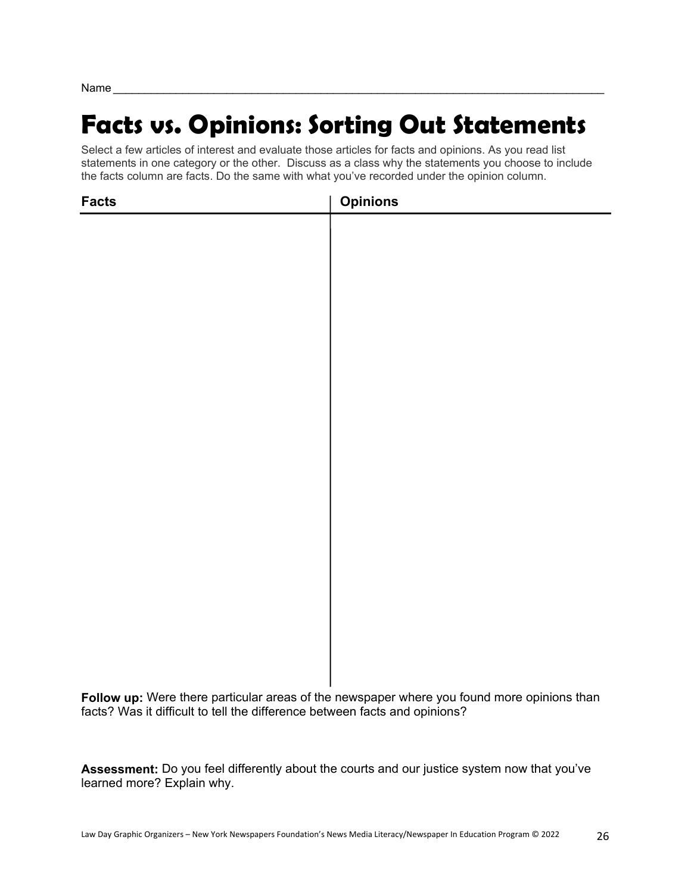Name ___________________________________________________________________________

# Facts vs. Opinions: Sorting Out Statements

Select a few articles of interest and evaluate those articles for facts and opinions. As you read list statements in one category or the other.  Discuss as a class why the statements you choose to include the facts column are facts. Do the same with what you've recorded under the opinion column.

| Facts | Opinions |
| --- | --- |
| | |

**Follow up:** Were there particular areas of the newspaper where you found more opinions than facts? Was it difficult to tell the difference between facts and opinions?

**Assessment:** Do you feel differently about the courts and our justice system now that you've learned more? Explain why.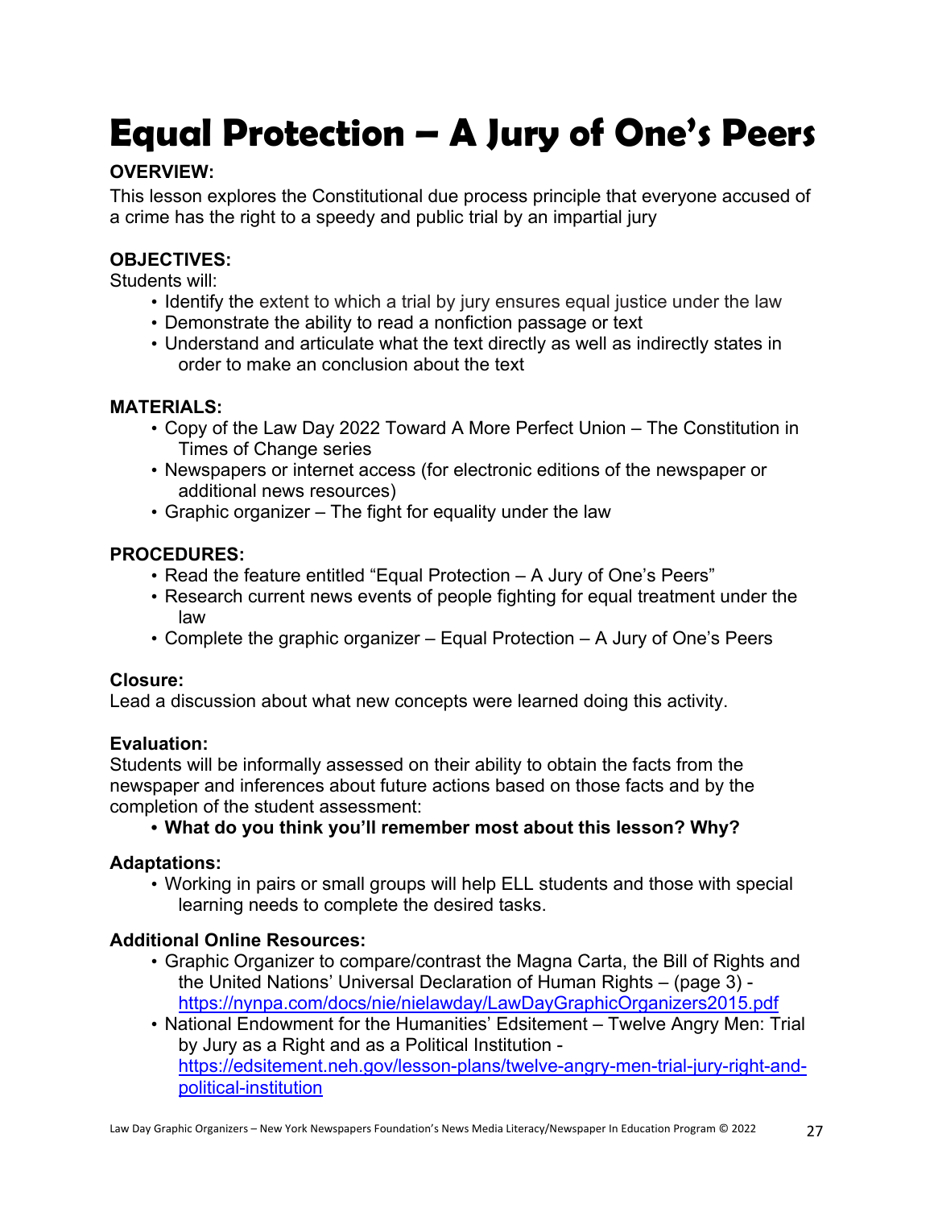# Equal Protection – A Jury of One's Peers

**OVERVIEW:**

This lesson explores the Constitutional due process principle that everyone accused of a crime has the right to a speedy and public trial by an impartial jury

**OBJECTIVES:**

Students will:

- Identify the extent to which a trial by jury ensures equal justice under the law
- Demonstrate the ability to read a nonfiction passage or text
- Understand and articulate what the text directly as well as indirectly states in order to make an conclusion about the text

**MATERIALS:**

- Copy of the Law Day 2022 Toward A More Perfect Union – The Constitution in Times of Change series
- Newspapers or internet access (for electronic editions of the newspaper or additional news resources)
- Graphic organizer – The fight for equality under the law

**PROCEDURES:**

- Read the feature entitled "Equal Protection – A Jury of One's Peers"
- Research current news events of people fighting for equal treatment under the law
- Complete the graphic organizer – Equal Protection – A Jury of One's Peers

**Closure:**

Lead a discussion about what new concepts were learned doing this activity.

**Evaluation:**

Students will be informally assessed on their ability to obtain the facts from the newspaper and inferences about future actions based on those facts and by the completion of the student assessment:

- **What do you think you'll remember most about this lesson? Why?**

**Adaptations:**

- Working in pairs or small groups will help ELL students and those with special learning needs to complete the desired tasks.

**Additional Online Resources:**

- Graphic Organizer to compare/contrast the Magna Carta, the Bill of Rights and the United Nations' Universal Declaration of Human Rights – (page 3) - https://nynpa.com/docs/nie/nielawday/LawDayGraphicOrganizers2015.pdf
- National Endowment for the Humanities' Edsitement – Twelve Angry Men: Trial by Jury as a Right and as a Political Institution - https://edsitement.neh.gov/lesson-plans/twelve-angry-men-trial-jury-right-and-political-institution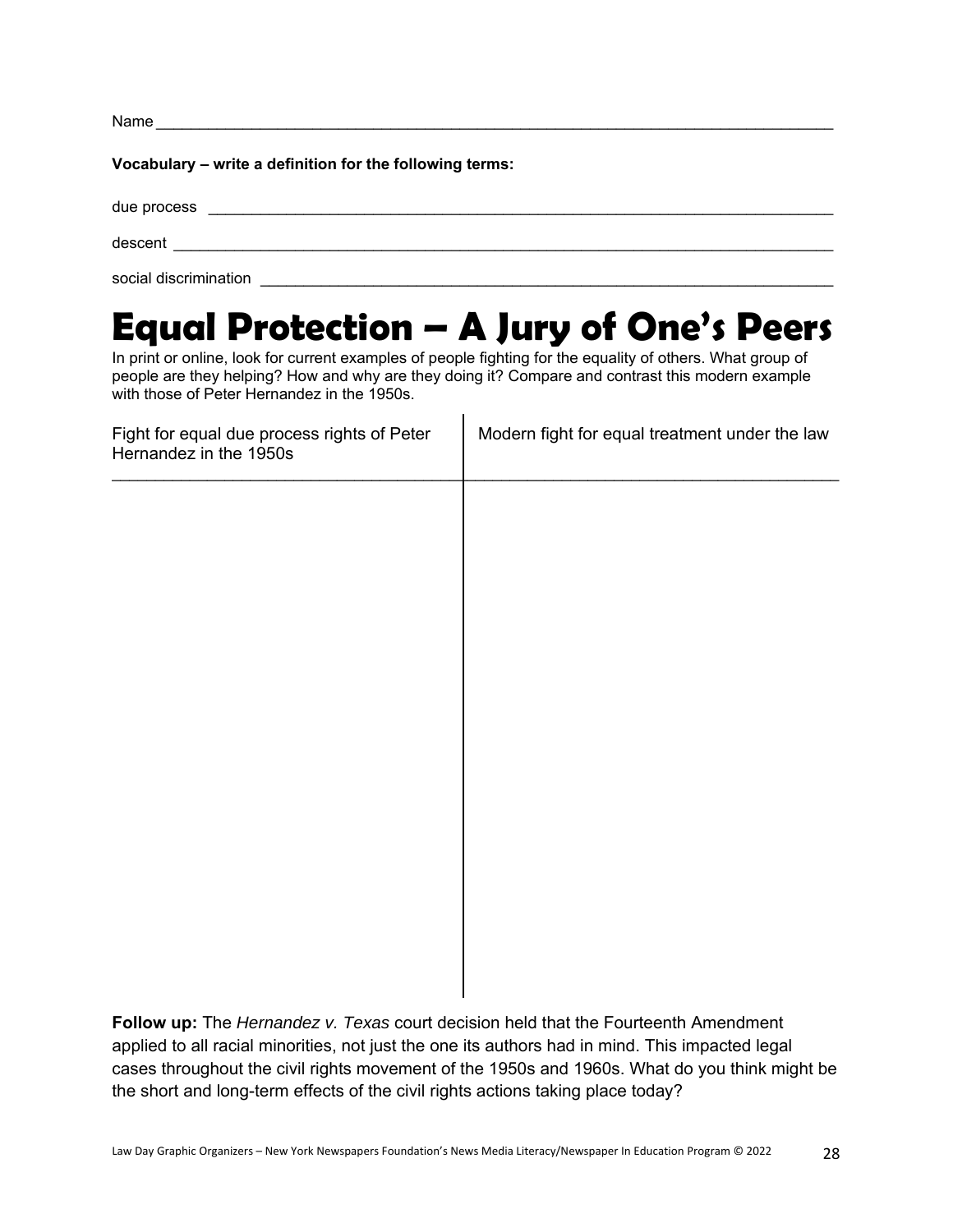Name ______________________________________________________________________________

**Vocabulary – write a definition for the following terms:**

due process ________________________________________________________________________

descent ___________________________________________________________________________

social discrimination _________________________________________________________________

# Equal Protection – A Jury of One's Peers

In print or online, look for current examples of people fighting for the equality of others. What group of people are they helping? How and why are they doing it? Compare and contrast this modern example with those of Peter Hernandez in the 1950s.

| Fight for equal due process rights of Peter Hernandez in the 1950s | Modern fight for equal treatment under the law |
|---|---|
| | |

**Follow up:** The *Hernandez v. Texas* court decision held that the Fourteenth Amendment applied to all racial minorities, not just the one its authors had in mind. This impacted legal cases throughout the civil rights movement of the 1950s and 1960s. What do you think might be the short and long-term effects of the civil rights actions taking place today?

Law Day Graphic Organizers – New York Newspapers Foundation's News Media Literacy/Newspaper In Education Program © 2022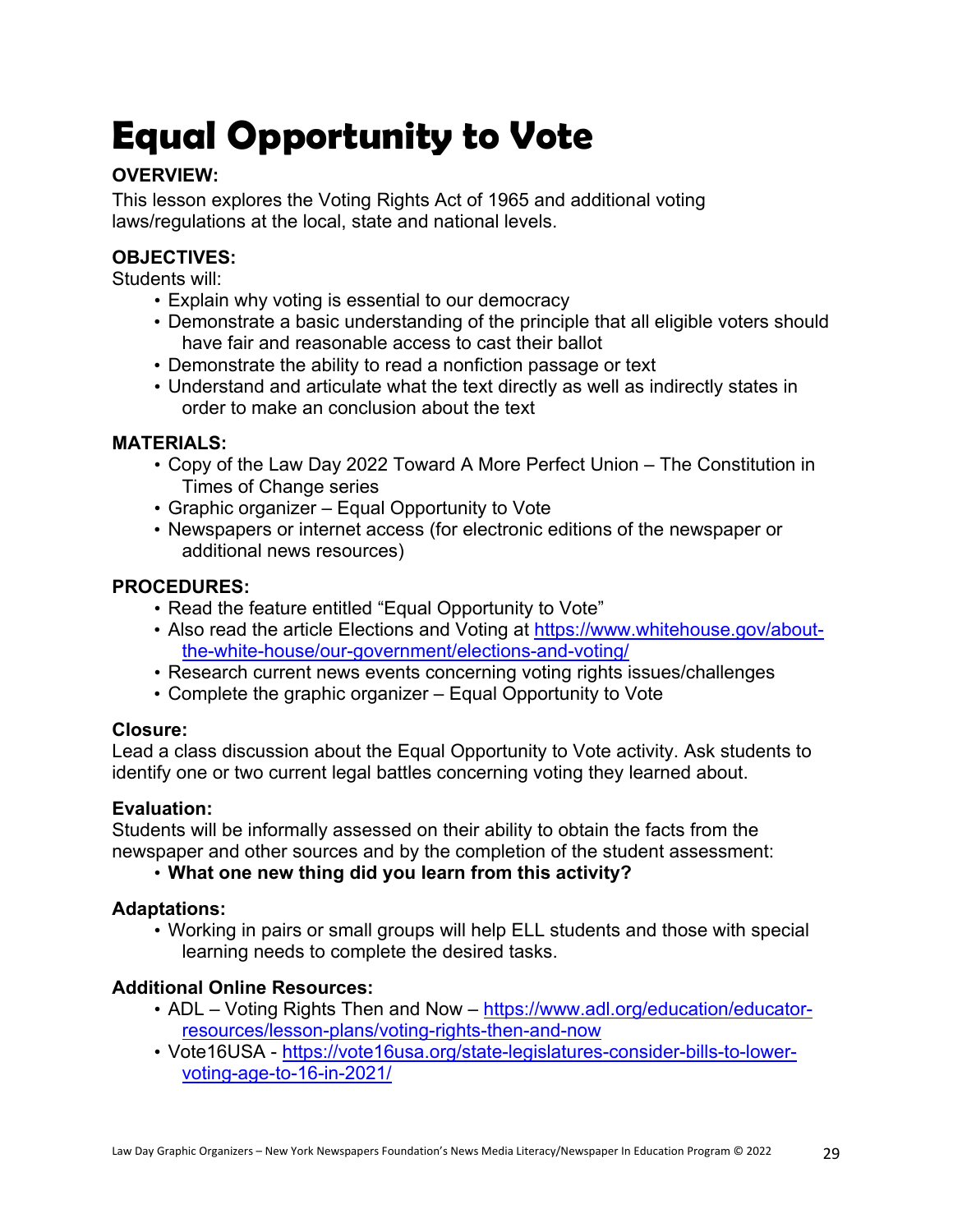# Equal Opportunity to Vote

**OVERVIEW:**

This lesson explores the Voting Rights Act of 1965 and additional voting laws/regulations at the local, state and national levels.

**OBJECTIVES:**

Students will:

- Explain why voting is essential to our democracy
- Demonstrate a basic understanding of the principle that all eligible voters should have fair and reasonable access to cast their ballot
- Demonstrate the ability to read a nonfiction passage or text
- Understand and articulate what the text directly as well as indirectly states in order to make an conclusion about the text

**MATERIALS:**

- Copy of the Law Day 2022 Toward A More Perfect Union – The Constitution in Times of Change series
- Graphic organizer – Equal Opportunity to Vote
- Newspapers or internet access (for electronic editions of the newspaper or additional news resources)

**PROCEDURES:**

- Read the feature entitled "Equal Opportunity to Vote"
- Also read the article Elections and Voting at https://www.whitehouse.gov/about-the-white-house/our-government/elections-and-voting/
- Research current news events concerning voting rights issues/challenges
- Complete the graphic organizer – Equal Opportunity to Vote

**Closure:**

Lead a class discussion about the Equal Opportunity to Vote activity. Ask students to identify one or two current legal battles concerning voting they learned about.

**Evaluation:**

Students will be informally assessed on their ability to obtain the facts from the newspaper and other sources and by the completion of the student assessment:

- **What one new thing did you learn from this activity?**

**Adaptations:**

- Working in pairs or small groups will help ELL students and those with special learning needs to complete the desired tasks.

**Additional Online Resources:**

- ADL – Voting Rights Then and Now – https://www.adl.org/education/educator-resources/lesson-plans/voting-rights-then-and-now
- Vote16USA - https://vote16usa.org/state-legislatures-consider-bills-to-lower-voting-age-to-16-in-2021/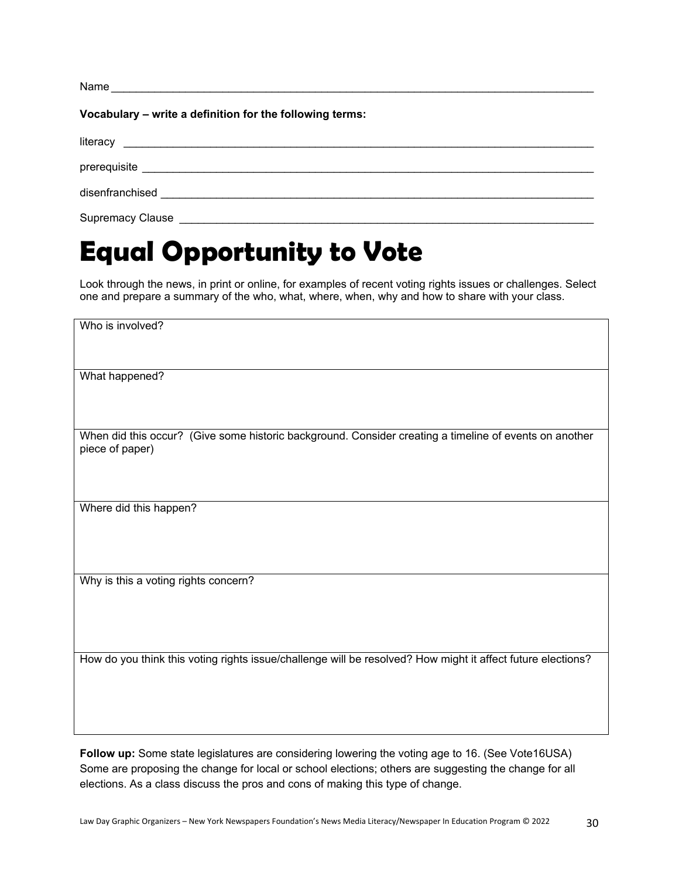Name ___________________________________________________________________________

**Vocabulary – write a definition for the following terms:**

literacy ________________________________________________________________________

prerequisite ____________________________________________________________________

disenfranchised _________________________________________________________________

Supremacy Clause _______________________________________________________________

# Equal Opportunity to Vote

Look through the news, in print or online, for examples of recent voting rights issues or challenges. Select one and prepare a summary of the who, what, where, when, why and how to share with your class.

| Who is involved? |
|---|
| What happened? |
| When did this occur? (Give some historic background. Consider creating a timeline of events on another piece of paper) |
| Where did this happen? |
| Why is this a voting rights concern? |
| How do you think this voting rights issue/challenge will be resolved? How might it affect future elections? |

**Follow up:** Some state legislatures are considering lowering the voting age to 16. (See Vote16USA) Some are proposing the change for local or school elections; others are suggesting the change for all elections. As a class discuss the pros and cons of making this type of change.

Law Day Graphic Organizers – New York Newspapers Foundation's News Media Literacy/Newspaper In Education Program © 2022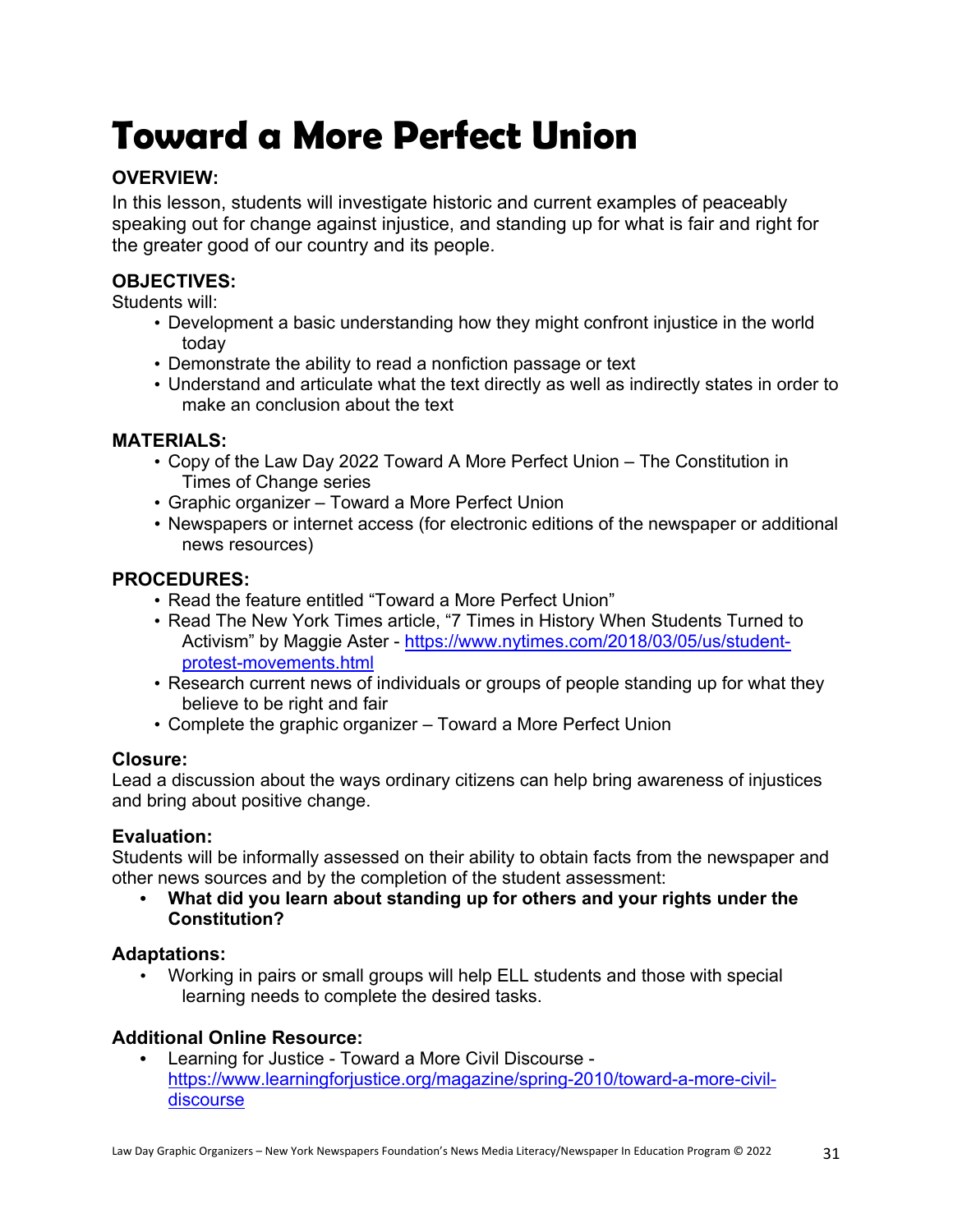# Toward a More Perfect Union

**OVERVIEW:**

In this lesson, students will investigate historic and current examples of peaceably speaking out for change against injustice, and standing up for what is fair and right for the greater good of our country and its people.

**OBJECTIVES:**

Students will:

- Development a basic understanding how they might confront injustice in the world today
- Demonstrate the ability to read a nonfiction passage or text
- Understand and articulate what the text directly as well as indirectly states in order to make an conclusion about the text

**MATERIALS:**

- Copy of the Law Day 2022 Toward A More Perfect Union – The Constitution in Times of Change series
- Graphic organizer – Toward a More Perfect Union
- Newspapers or internet access (for electronic editions of the newspaper or additional news resources)

**PROCEDURES:**

- Read the feature entitled "Toward a More Perfect Union"
- Read The New York Times article, "7 Times in History When Students Turned to Activism" by Maggie Aster - https://www.nytimes.com/2018/03/05/us/student-protest-movements.html
- Research current news of individuals or groups of people standing up for what they believe to be right and fair
- Complete the graphic organizer – Toward a More Perfect Union

**Closure:**

Lead a discussion about the ways ordinary citizens can help bring awareness of injustices and bring about positive change.

**Evaluation:**

Students will be informally assessed on their ability to obtain facts from the newspaper and other news sources and by the completion of the student assessment:

- **What did you learn about standing up for others and your rights under the Constitution?**

**Adaptations:**

- Working in pairs or small groups will help ELL students and those with special learning needs to complete the desired tasks.

**Additional Online Resource:**

- Learning for Justice - Toward a More Civil Discourse - https://www.learningforjustice.org/magazine/spring-2010/toward-a-more-civil-discourse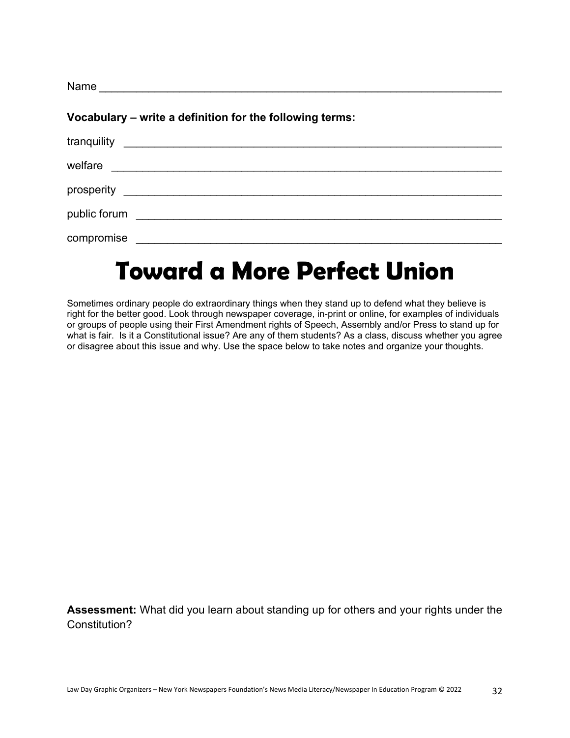Name ___________________________________________________________________

**Vocabulary – write a definition for the following terms:**

tranquility ______________________________________________________________

welfare ________________________________________________________________

prosperity _______________________________________________________________

public forum _____________________________________________________________

compromise ______________________________________________________________

# Toward a More Perfect Union

Sometimes ordinary people do extraordinary things when they stand up to defend what they believe is right for the better good. Look through newspaper coverage, in-print or online, for examples of individuals or groups of people using their First Amendment rights of Speech, Assembly and/or Press to stand up for what is fair. Is it a Constitutional issue? Are any of them students? As a class, discuss whether you agree or disagree about this issue and why. Use the space below to take notes and organize your thoughts.

**Assessment:** What did you learn about standing up for others and your rights under the Constitution?

Law Day Graphic Organizers – New York Newspapers Foundation's News Media Literacy/Newspaper In Education Program © 2022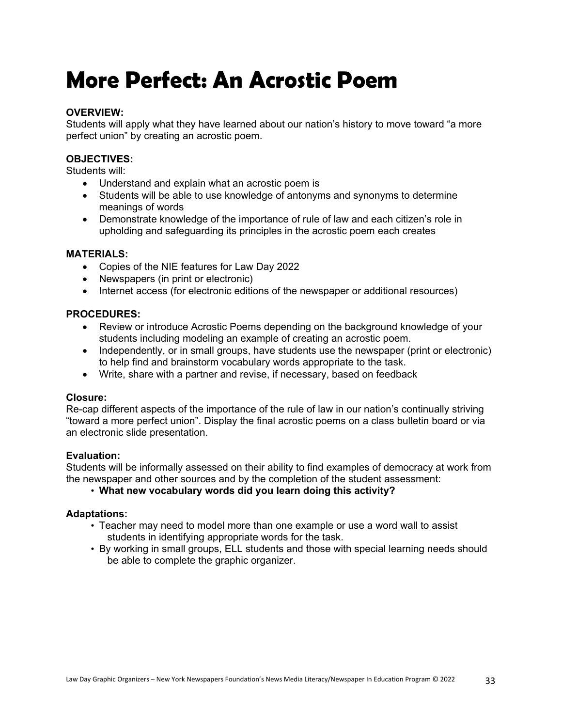# More Perfect: An Acrostic Poem

**OVERVIEW:**
Students will apply what they have learned about our nation's history to move toward "a more perfect union" by creating an acrostic poem.

**OBJECTIVES:**
Students will:

- Understand and explain what an acrostic poem is
- Students will be able to use knowledge of antonyms and synonyms to determine meanings of words
- Demonstrate knowledge of the importance of rule of law and each citizen's role in upholding and safeguarding its principles in the acrostic poem each creates

**MATERIALS:**

- Copies of the NIE features for Law Day 2022
- Newspapers (in print or electronic)
- Internet access (for electronic editions of the newspaper or additional resources)

**PROCEDURES:**

- Review or introduce Acrostic Poems depending on the background knowledge of your students including modeling an example of creating an acrostic poem.
- Independently, or in small groups, have students use the newspaper (print or electronic) to help find and brainstorm vocabulary words appropriate to the task.
- Write, share with a partner and revise, if necessary, based on feedback

**Closure:**
Re-cap different aspects of the importance of the rule of law in our nation's continually striving "toward a more perfect union". Display the final acrostic poems on a class bulletin board or via an electronic slide presentation.

**Evaluation:**
Students will be informally assessed on their ability to find examples of democracy at work from the newspaper and other sources and by the completion of the student assessment:

- **What new vocabulary words did you learn doing this activity?**

**Adaptations:**

- Teacher may need to model more than one example or use a word wall to assist students in identifying appropriate words for the task.
- By working in small groups, ELL students and those with special learning needs should be able to complete the graphic organizer.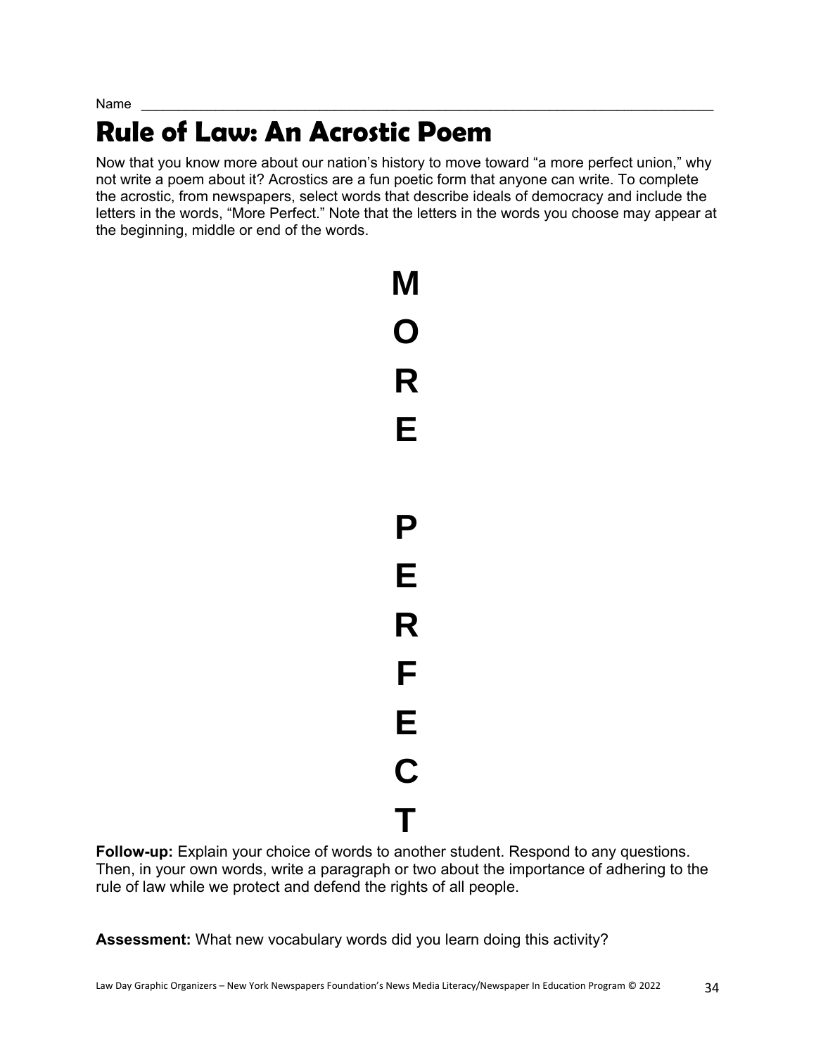Name ________________________________________________________________________________

# Rule of Law: An Acrostic Poem

Now that you know more about our nation's history to move toward "a more perfect union," why not write a poem about it? Acrostics are a fun poetic form that anyone can write. To complete the acrostic, from newspapers, select words that describe ideals of democracy and include the letters in the words, "More Perfect." Note that the letters in the words you choose may appear at the beginning, middle or end of the words.

**M**

**O**

**R**

**E**

**P**

**E**

**R**

**F**

**E**

**C**

**T**

**Follow-up:** Explain your choice of words to another student. Respond to any questions. Then, in your own words, write a paragraph or two about the importance of adhering to the rule of law while we protect and defend the rights of all people.

**Assessment:** What new vocabulary words did you learn doing this activity?

Law Day Graphic Organizers – New York Newspapers Foundation's News Media Literacy/Newspaper In Education Program © 2022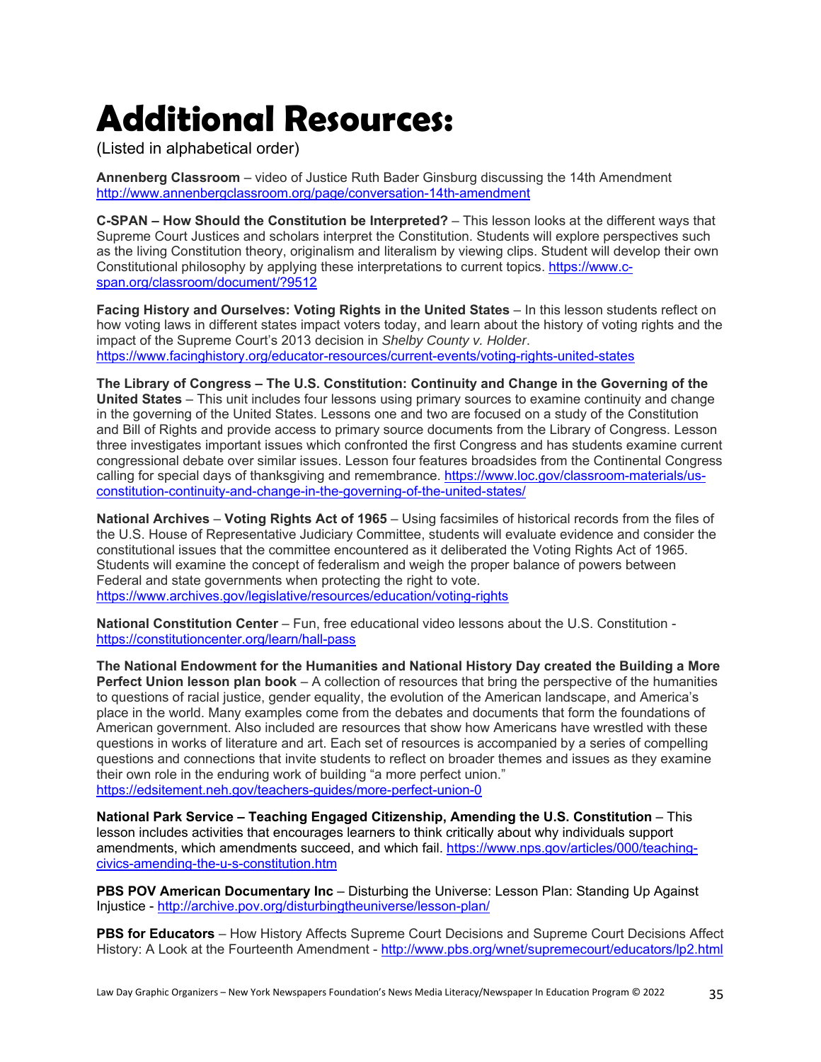# Additional Resources:

(Listed in alphabetical order)

**Annenberg Classroom** – video of Justice Ruth Bader Ginsburg discussing the 14th Amendment http://www.annenbergclassroom.org/page/conversation-14th-amendment

**C-SPAN – How Should the Constitution be Interpreted?** – This lesson looks at the different ways that Supreme Court Justices and scholars interpret the Constitution. Students will explore perspectives such as the living Constitution theory, originalism and literalism by viewing clips. Student will develop their own Constitutional philosophy by applying these interpretations to current topics. https://www.c-span.org/classroom/document/?9512

**Facing History and Ourselves: Voting Rights in the United States** – In this lesson students reflect on how voting laws in different states impact voters today, and learn about the history of voting rights and the impact of the Supreme Court's 2013 decision in *Shelby County v. Holder*. https://www.facinghistory.org/educator-resources/current-events/voting-rights-united-states

**The Library of Congress – The U.S. Constitution: Continuity and Change in the Governing of the United States** – This unit includes four lessons using primary sources to examine continuity and change in the governing of the United States. Lessons one and two are focused on a study of the Constitution and Bill of Rights and provide access to primary source documents from the Library of Congress. Lesson three investigates important issues which confronted the first Congress and has students examine current congressional debate over similar issues. Lesson four features broadsides from the Continental Congress calling for special days of thanksgiving and remembrance. https://www.loc.gov/classroom-materials/us-constitution-continuity-and-change-in-the-governing-of-the-united-states/

**National Archives** – **Voting Rights Act of 1965** – Using facsimiles of historical records from the files of the U.S. House of Representative Judiciary Committee, students will evaluate evidence and consider the constitutional issues that the committee encountered as it deliberated the Voting Rights Act of 1965. Students will examine the concept of federalism and weigh the proper balance of powers between Federal and state governments when protecting the right to vote. https://www.archives.gov/legislative/resources/education/voting-rights

**National Constitution Center** – Fun, free educational video lessons about the U.S. Constitution - https://constitutioncenter.org/learn/hall-pass

**The National Endowment for the Humanities and National History Day created the Building a More Perfect Union lesson plan book** – A collection of resources that bring the perspective of the humanities to questions of racial justice, gender equality, the evolution of the American landscape, and America's place in the world. Many examples come from the debates and documents that form the foundations of American government. Also included are resources that show how Americans have wrestled with these questions in works of literature and art. Each set of resources is accompanied by a series of compelling questions and connections that invite students to reflect on broader themes and issues as they examine their own role in the enduring work of building "a more perfect union." https://edsitement.neh.gov/teachers-guides/more-perfect-union-0

**National Park Service – Teaching Engaged Citizenship, Amending the U.S. Constitution** – This lesson includes activities that encourages learners to think critically about why individuals support amendments, which amendments succeed, and which fail. https://www.nps.gov/articles/000/teaching-civics-amending-the-u-s-constitution.htm

**PBS POV American Documentary Inc** – Disturbing the Universe: Lesson Plan: Standing Up Against Injustice - http://archive.pov.org/disturbingtheuniverse/lesson-plan/

**PBS for Educators** – How History Affects Supreme Court Decisions and Supreme Court Decisions Affect History: A Look at the Fourteenth Amendment - http://www.pbs.org/wnet/supremecourt/educators/lp2.html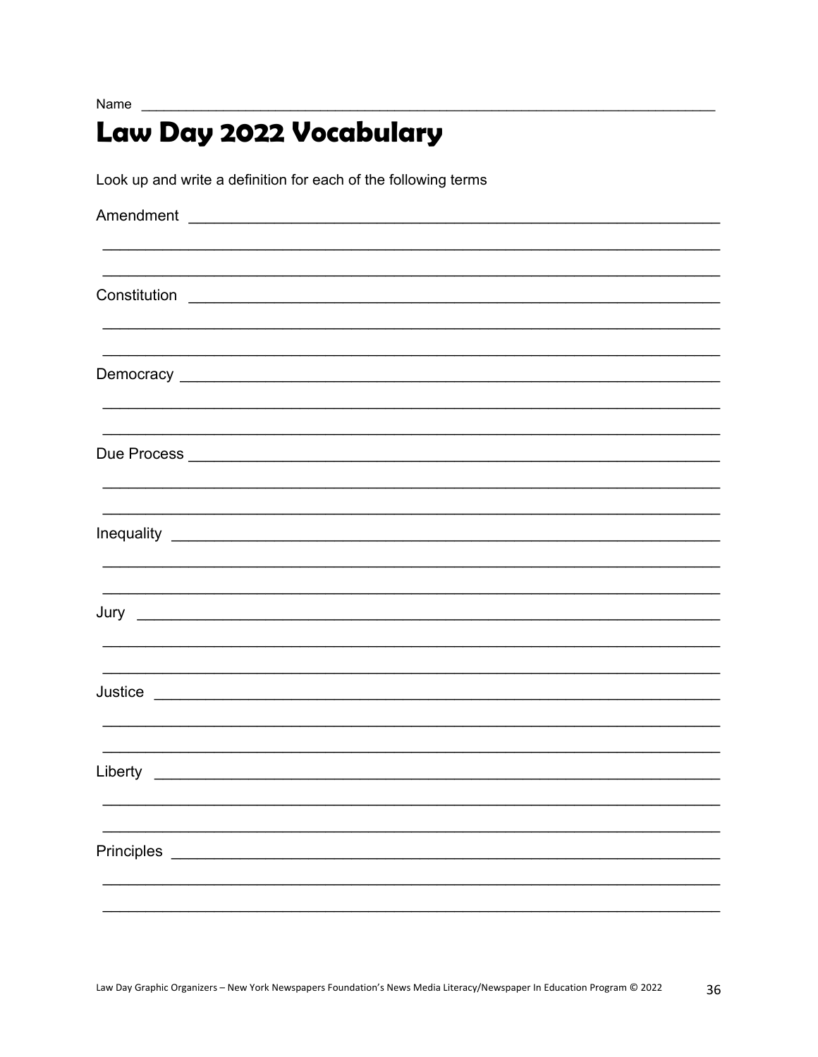Name ______________________________________________________________________

# Law Day 2022 Vocabulary

Look up and write a definition for each of the following terms

Amendment ____________________________________________________________

______________________________________________________________________

______________________________________________________________________

Constitution ____________________________________________________________

______________________________________________________________________

______________________________________________________________________

Democracy ____________________________________________________________

______________________________________________________________________

______________________________________________________________________

Due Process ____________________________________________________________

______________________________________________________________________

______________________________________________________________________

Inequality ____________________________________________________________

______________________________________________________________________

______________________________________________________________________

Jury ____________________________________________________________

______________________________________________________________________

______________________________________________________________________

Justice ____________________________________________________________

______________________________________________________________________

______________________________________________________________________

Liberty ____________________________________________________________

______________________________________________________________________

______________________________________________________________________

Principles ____________________________________________________________

______________________________________________________________________

______________________________________________________________________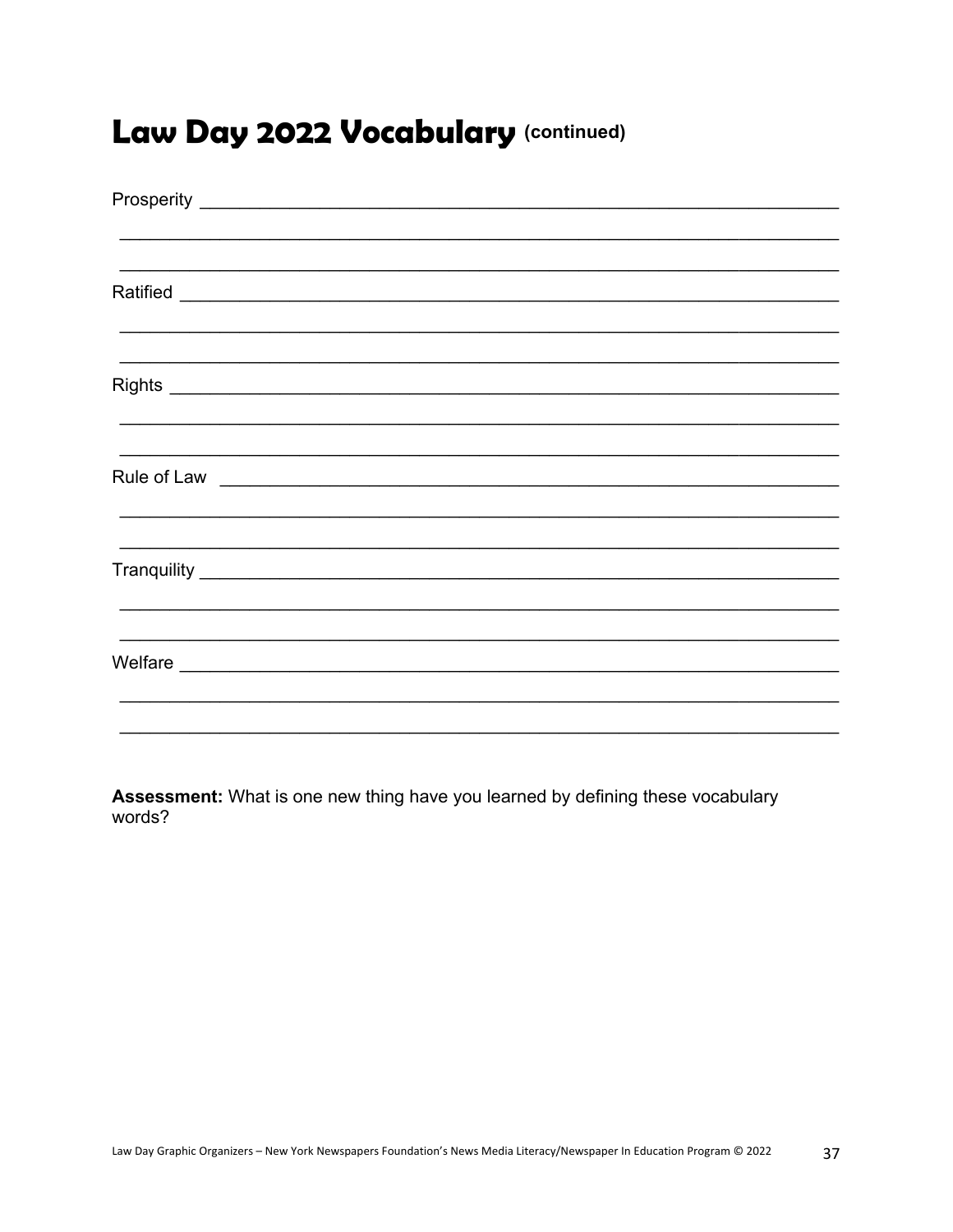# Law Day 2022 Vocabulary (continued)

Prosperity ___________________________________________________________________

_____________________________________________________________________________

_____________________________________________________________________________

Ratified _____________________________________________________________________

_____________________________________________________________________________

_____________________________________________________________________________

Rights _______________________________________________________________________

_____________________________________________________________________________

_____________________________________________________________________________

Rule of Law __________________________________________________________________

_____________________________________________________________________________

_____________________________________________________________________________

Tranquility ___________________________________________________________________

_____________________________________________________________________________

_____________________________________________________________________________

Welfare ______________________________________________________________________

_____________________________________________________________________________

_____________________________________________________________________________

**Assessment:** What is one new thing have you learned by defining these vocabulary words?

Law Day Graphic Organizers – New York Newspapers Foundation's News Media Literacy/Newspaper In Education Program © 2022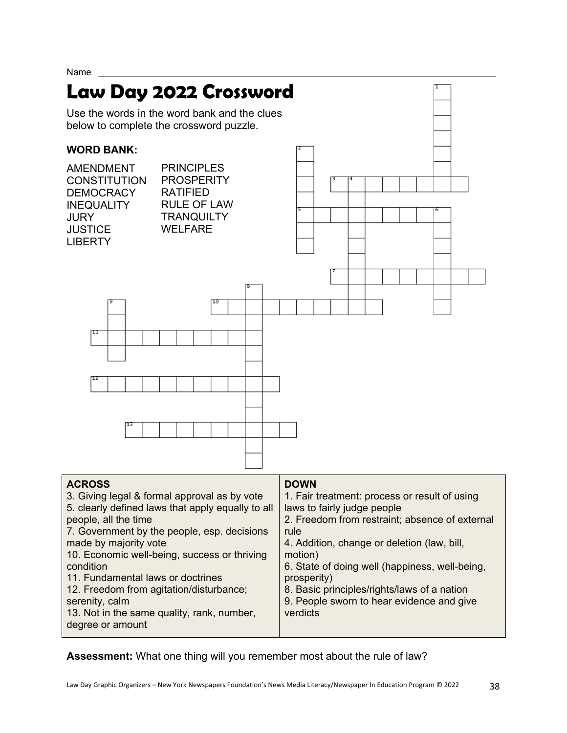Name ___________________________________________________________________________

# Law Day 2022 Crossword

Use the words in the word bank and the clues below to complete the crossword puzzle.

**WORD BANK:**

AMENDMENT
CONSTITUTION
DEMOCRACY
INEQUALITY
JURY
JUSTICE
LIBERTY
PRINCIPLES
PROSPERITY
RATIFIED
RULE OF LAW
TRANQUILTY
WELFARE

| ACROSS | DOWN |
|---|---|
| 3. Giving legal & formal approval as by vote<br>5. clearly defined laws that apply equally to all people, all the time<br>7. Government by the people, esp. decisions made by majority vote<br>10. Economic well-being, success or thriving condition<br>11. Fundamental laws or doctrines<br>12. Freedom from agitation/disturbance; serenity, calm<br>13. Not in the same quality, rank, number, degree or amount | 1. Fair treatment: process or result of using laws to fairly judge people<br>2. Freedom from restraint; absence of external rule<br>4. Addition, change or deletion (law, bill, motion)<br>6. State of doing well (happiness, well-being, prosperity)<br>8. Basic principles/rights/laws of a nation<br>9. People sworn to hear evidence and give verdicts |

**Assessment:** What one thing will you remember most about the rule of law?

Law Day Graphic Organizers – New York Newspapers Foundation's News Media Literacy/Newspaper In Education Program © 2022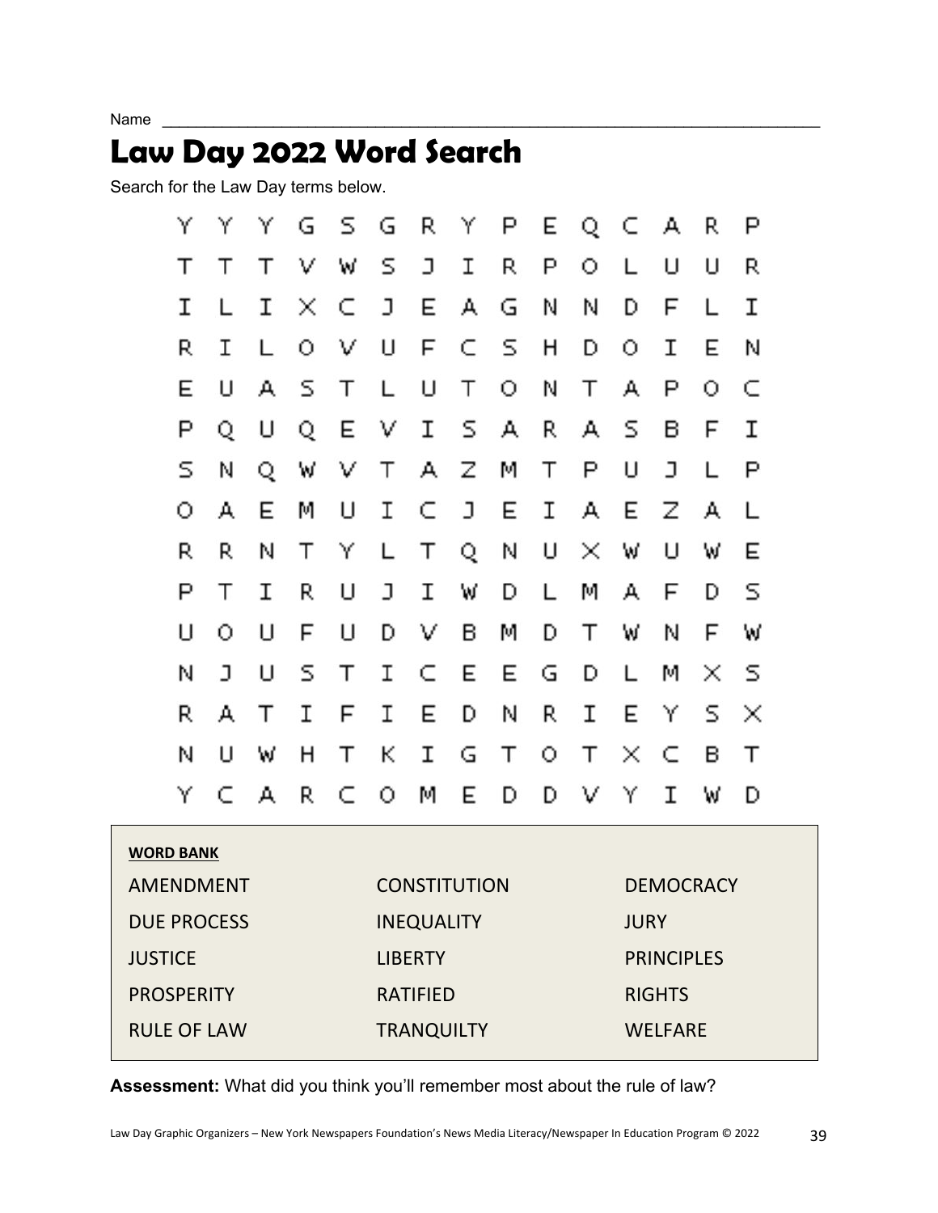Name ______________________________________________________________________________

# Law Day 2022 Word Search

Search for the Law Day terms below.

```
Y Y Y G S G R Y P E Q C A R P
T T T V W S J I R P O L U U R
I L I X C J E A G N N D F L I
R I L O V U F C S H D O I E N
E U A S T L U T O N T A P O C
P Q U Q E V I S A R A S B F I
S N Q W V T A Z M T P U J L P
O A E M U I C J E I A E Z A L
R R N T Y L T Q N U X W U W E
P T I R U J I W D L M A F D S
U O U F U D V B M D T W N F W
N J U S T I C E E G D L M X S
R A T I F I E D N R I E Y S X
N U W H T K I G T O T X C B T
Y C A R C O M E D D V Y I W D
```

**WORD BANK**

| | | |
|---|---|---|
| AMENDMENT | CONSTITUTION | DEMOCRACY |
| DUE PROCESS | INEQUALITY | JURY |
| JUSTICE | LIBERTY | PRINCIPLES |
| PROSPERITY | RATIFIED | RIGHTS |
| RULE OF LAW | TRANQUILTY | WELFARE |

**Assessment:** What did you think you'll remember most about the rule of law?

Law Day Graphic Organizers – New York Newspapers Foundation's News Media Literacy/Newspaper In Education Program © 2022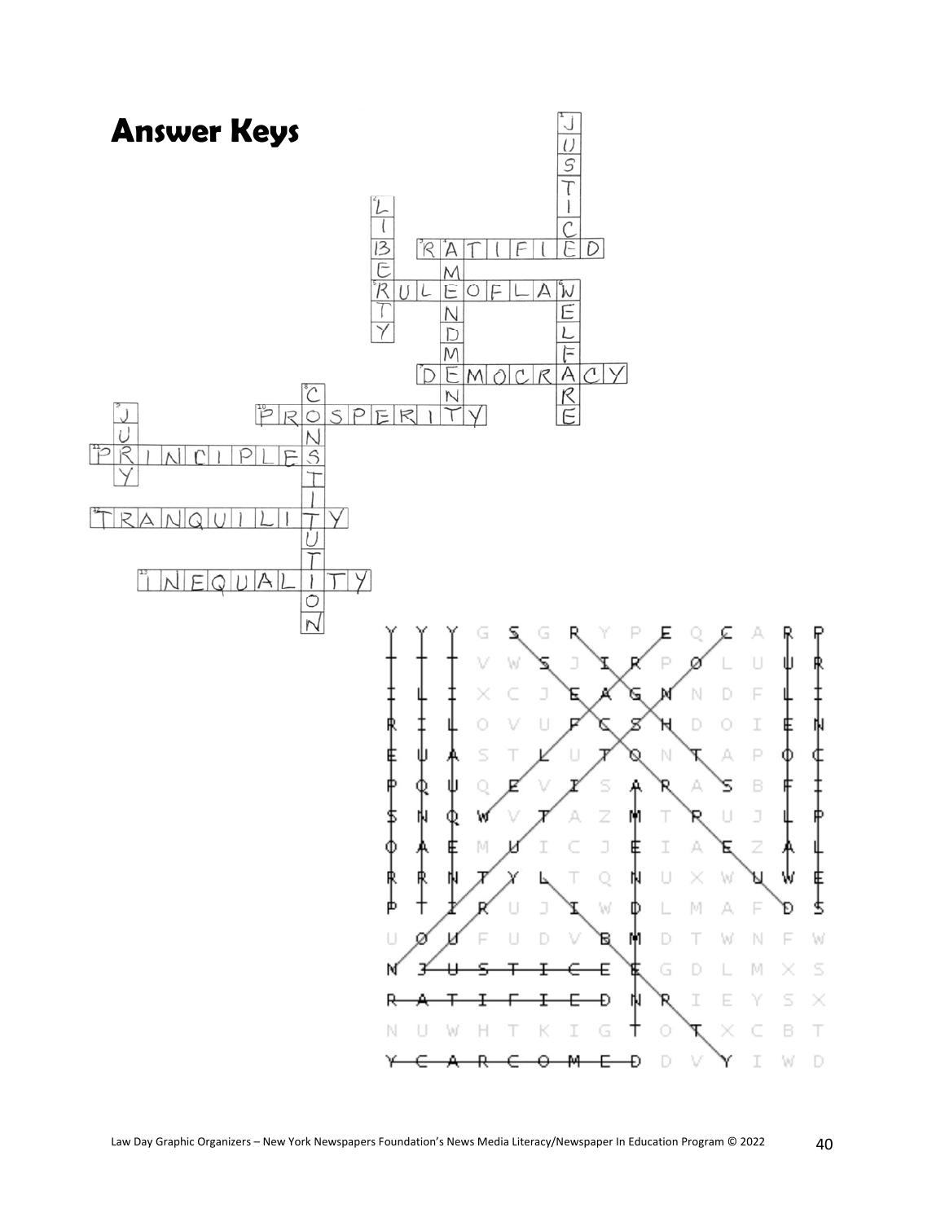# Answer Keys

| | | | | | | | | | | | | | | |
|---|---|---|---|---|---|---|---|---|---|---|---|---|---|---|
| Y | Y | Y | G | S | G | R | Y | P | E | Q | C | A | R | P |
| T | T | T | V | W | S | J | I | R | P | O | L | U | U | R |
| I | L | I | X | C | J | E | A | G | N | N | D | F | L | I |
| R | I | L | O | V | U | F | C | S | H | D | O | I | E | N |
| E | U | A | S | T | L | U | T | O | N | T | A | P | O | C |
| P | Q | U | Q | E | V | I | S | A | R | A | S | B | F | I |
| S | N | Q | W | V | T | A | Z | M | T | R | U | J | L | P |
| O | A | E | M | U | I | C | J | E | I | A | E | Z | A | L |
| R | R | N | T | Y | L | T | Q | N | U | X | W | U | W | E |
| P | T | I | R | U | J | I | W | D | L | M | A | F | D | S |
| U | O | U | F | U | D | V | B | M | D | T | W | N | F | W |
| N | J | U | S | T | I | C | E | E | G | D | L | M | X | S |
| R | A | T | I | F | I | E | D | N | R | I | E | Y | S | X |
| N | U | W | H | T | K | I | G | T | O | T | X | C | B | T |
| Y | C | A | R | C | O | M | E | D | D | V | Y | I | W | D |